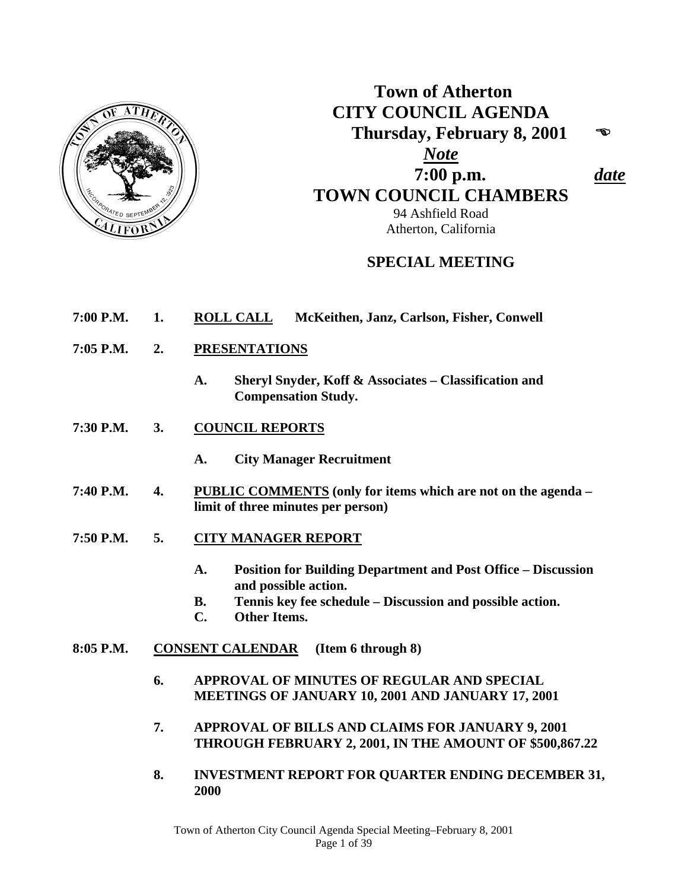# Town of Atherton
# CITY COUNCIL AGENDA

**Thursday, February 8, 2001** ☜ ***Note date***

**7:00 p.m.**

**TOWN COUNCIL CHAMBERS**

94 Ashfield Road
Atherton, California

## SPECIAL MEETING

**7:00 P.M. 1. ROLL CALL McKeithen, Janz, Carlson, Fisher, Conwell**

**7:05 P.M. 2. PRESENTATIONS**

- **A. Sheryl Snyder, Koff & Associates – Classification and Compensation Study.**

**7:30 P.M. 3. COUNCIL REPORTS**

- **A. City Manager Recruitment**

**7:40 P.M. 4. PUBLIC COMMENTS (only for items which are not on the agenda – limit of three minutes per person)**

**7:50 P.M. 5. CITY MANAGER REPORT**

- **A. Position for Building Department and Post Office – Discussion and possible action.**
- **B. Tennis key fee schedule – Discussion and possible action.**
- **C. Other Items.**

**8:05 P.M. CONSENT CALENDAR (Item 6 through 8)**

**6. APPROVAL OF MINUTES OF REGULAR AND SPECIAL MEETINGS OF JANUARY 10, 2001 AND JANUARY 17, 2001**

**7. APPROVAL OF BILLS AND CLAIMS FOR JANUARY 9, 2001 THROUGH FEBRUARY 2, 2001, IN THE AMOUNT OF $500,867.22**

**8. INVESTMENT REPORT FOR QUARTER ENDING DECEMBER 31, 2000**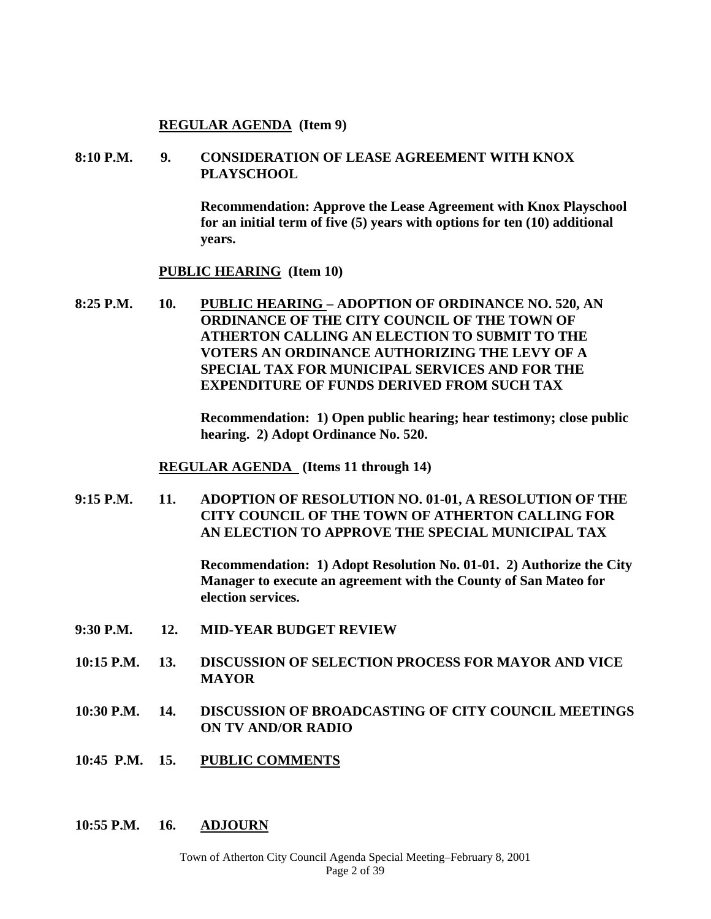**REGULAR AGENDA (Item 9)**

**8:10 P.M. 9. CONSIDERATION OF LEASE AGREEMENT WITH KNOX PLAYSCHOOL**

**Recommendation: Approve the Lease Agreement with Knox Playschool for an initial term of five (5) years with options for ten (10) additional years.**

**PUBLIC HEARING (Item 10)**

**8:25 P.M. 10. PUBLIC HEARING – ADOPTION OF ORDINANCE NO. 520, AN ORDINANCE OF THE CITY COUNCIL OF THE TOWN OF ATHERTON CALLING AN ELECTION TO SUBMIT TO THE VOTERS AN ORDINANCE AUTHORIZING THE LEVY OF A SPECIAL TAX FOR MUNICIPAL SERVICES AND FOR THE EXPENDITURE OF FUNDS DERIVED FROM SUCH TAX**

**Recommendation: 1) Open public hearing; hear testimony; close public hearing. 2) Adopt Ordinance No. 520.**

**REGULAR AGENDA (Items 11 through 14)**

**9:15 P.M. 11. ADOPTION OF RESOLUTION NO. 01-01, A RESOLUTION OF THE CITY COUNCIL OF THE TOWN OF ATHERTON CALLING FOR AN ELECTION TO APPROVE THE SPECIAL MUNICIPAL TAX**

**Recommendation: 1) Adopt Resolution No. 01-01. 2) Authorize the City Manager to execute an agreement with the County of San Mateo for election services.**

**9:30 P.M. 12. MID-YEAR BUDGET REVIEW**

**10:15 P.M. 13. DISCUSSION OF SELECTION PROCESS FOR MAYOR AND VICE MAYOR**

**10:30 P.M. 14. DISCUSSION OF BROADCASTING OF CITY COUNCIL MEETINGS ON TV AND/OR RADIO**

**10:45 P.M. 15. PUBLIC COMMENTS**

**10:55 P.M. 16. ADJOURN**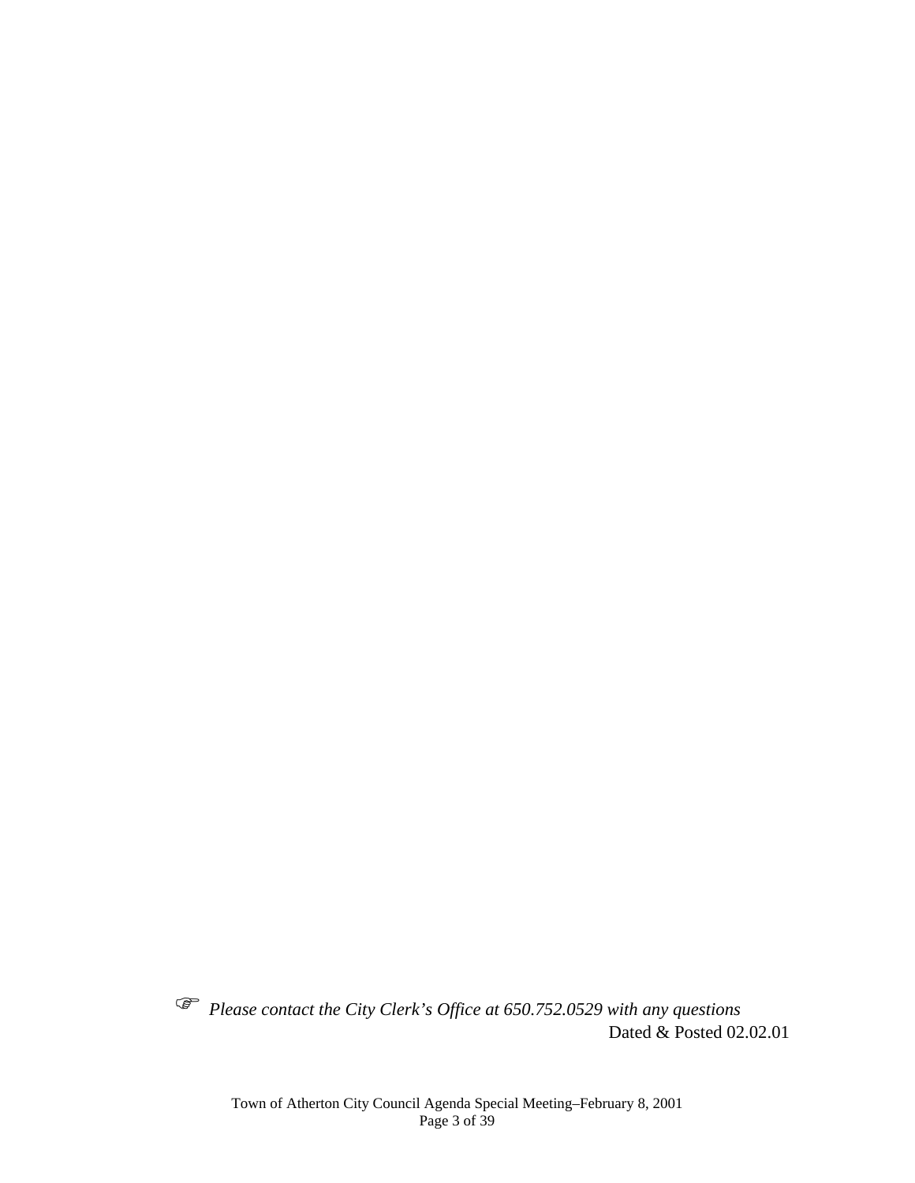☞ *Please contact the City Clerk's Office at 650.752.0529 with any questions*

Dated & Posted 02.02.01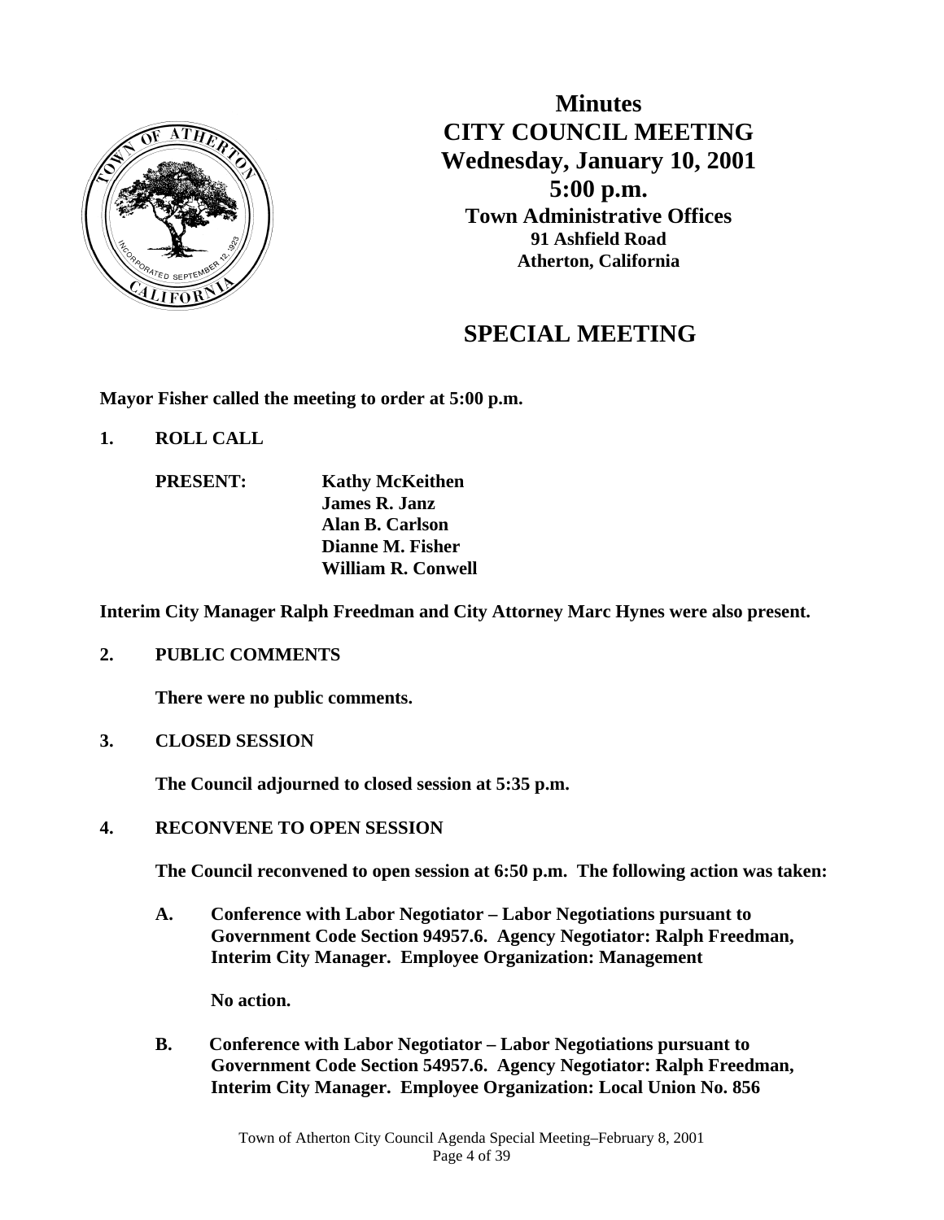# Minutes
# CITY COUNCIL MEETING
## Wednesday, January 10, 2001
## 5:00 p.m.
### Town Administrative Offices
**91 Ashfield Road**
**Atherton, California**

## SPECIAL MEETING

**Mayor Fisher called the meeting to order at 5:00 p.m.**

**1. ROLL CALL**

**PRESENT:** **Kathy McKeithen**
**James R. Janz**
**Alan B. Carlson**
**Dianne M. Fisher**
**William R. Conwell**

**Interim City Manager Ralph Freedman and City Attorney Marc Hynes were also present.**

**2. PUBLIC COMMENTS**

**There were no public comments.**

**3. CLOSED SESSION**

**The Council adjourned to closed session at 5:35 p.m.**

**4. RECONVENE TO OPEN SESSION**

**The Council reconvened to open session at 6:50 p.m. The following action was taken:**

**A. Conference with Labor Negotiator – Labor Negotiations pursuant to Government Code Section 94957.6. Agency Negotiator: Ralph Freedman, Interim City Manager. Employee Organization: Management**

**No action.**

**B. Conference with Labor Negotiator – Labor Negotiations pursuant to Government Code Section 54957.6. Agency Negotiator: Ralph Freedman, Interim City Manager. Employee Organization: Local Union No. 856**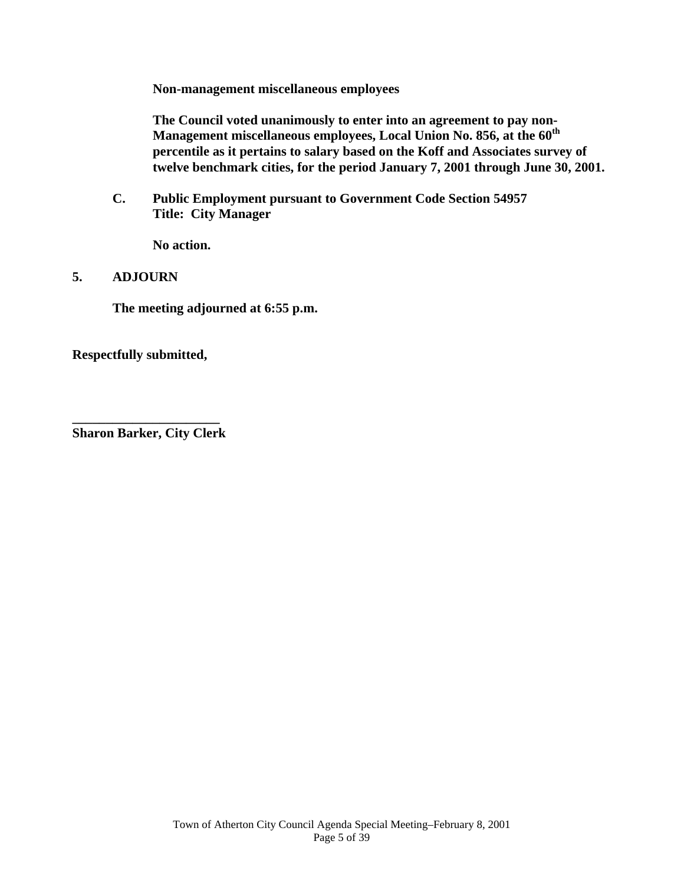**Non-management miscellaneous employees**

**The Council voted unanimously to enter into an agreement to pay non-Management miscellaneous employees, Local Union No. 856, at the 60th percentile as it pertains to salary based on the Koff and Associates survey of twelve benchmark cities, for the period January 7, 2001 through June 30, 2001.**

**C. Public Employment pursuant to Government Code Section 54957**
**Title: City Manager**

**No action.**

**5. ADJOURN**

**The meeting adjourned at 6:55 p.m.**

**Respectfully submitted,**

**______________________**
**Sharon Barker, City Clerk**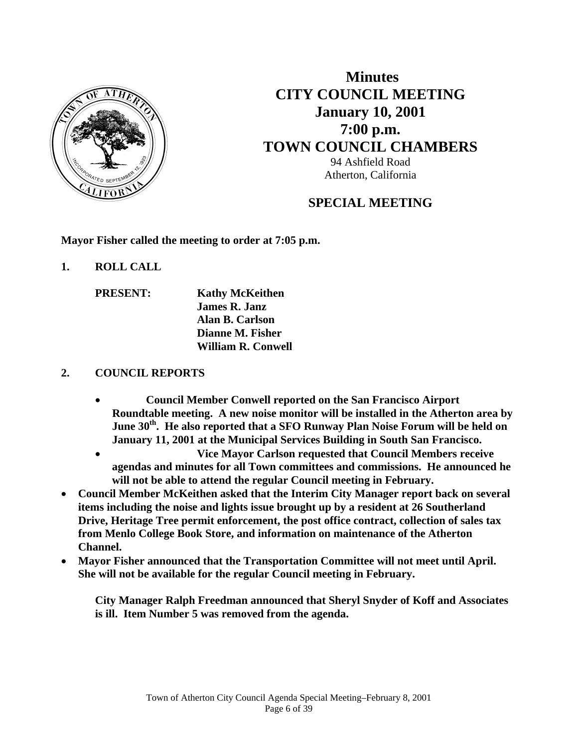# Minutes
# CITY COUNCIL MEETING
# January 10, 2001
# 7:00 p.m.
# TOWN COUNCIL CHAMBERS

94 Ashfield Road
Atherton, California

## SPECIAL MEETING

**Mayor Fisher called the meeting to order at 7:05 p.m.**

**1. ROLL CALL**

**PRESENT:**
**Kathy McKeithen**
**James R. Janz**
**Alan B. Carlson**
**Dianne M. Fisher**
**William R. Conwell**

**2. COUNCIL REPORTS**

- **Council Member Conwell reported on the San Francisco Airport Roundtable meeting. A new noise monitor will be installed in the Atherton area by June 30th. He also reported that a SFO Runway Plan Noise Forum will be held on January 11, 2001 at the Municipal Services Building in South San Francisco.**
- **Vice Mayor Carlson requested that Council Members receive agendas and minutes for all Town committees and commissions. He announced he will not be able to attend the regular Council meeting in February.**
- **Council Member McKeithen asked that the Interim City Manager report back on several items including the noise and lights issue brought up by a resident at 26 Southerland Drive, Heritage Tree permit enforcement, the post office contract, collection of sales tax from Menlo College Book Store, and information on maintenance of the Atherton Channel.**
- **Mayor Fisher announced that the Transportation Committee will not meet until April. She will not be available for the regular Council meeting in February.**

**City Manager Ralph Freedman announced that Sheryl Snyder of Koff and Associates is ill. Item Number 5 was removed from the agenda.**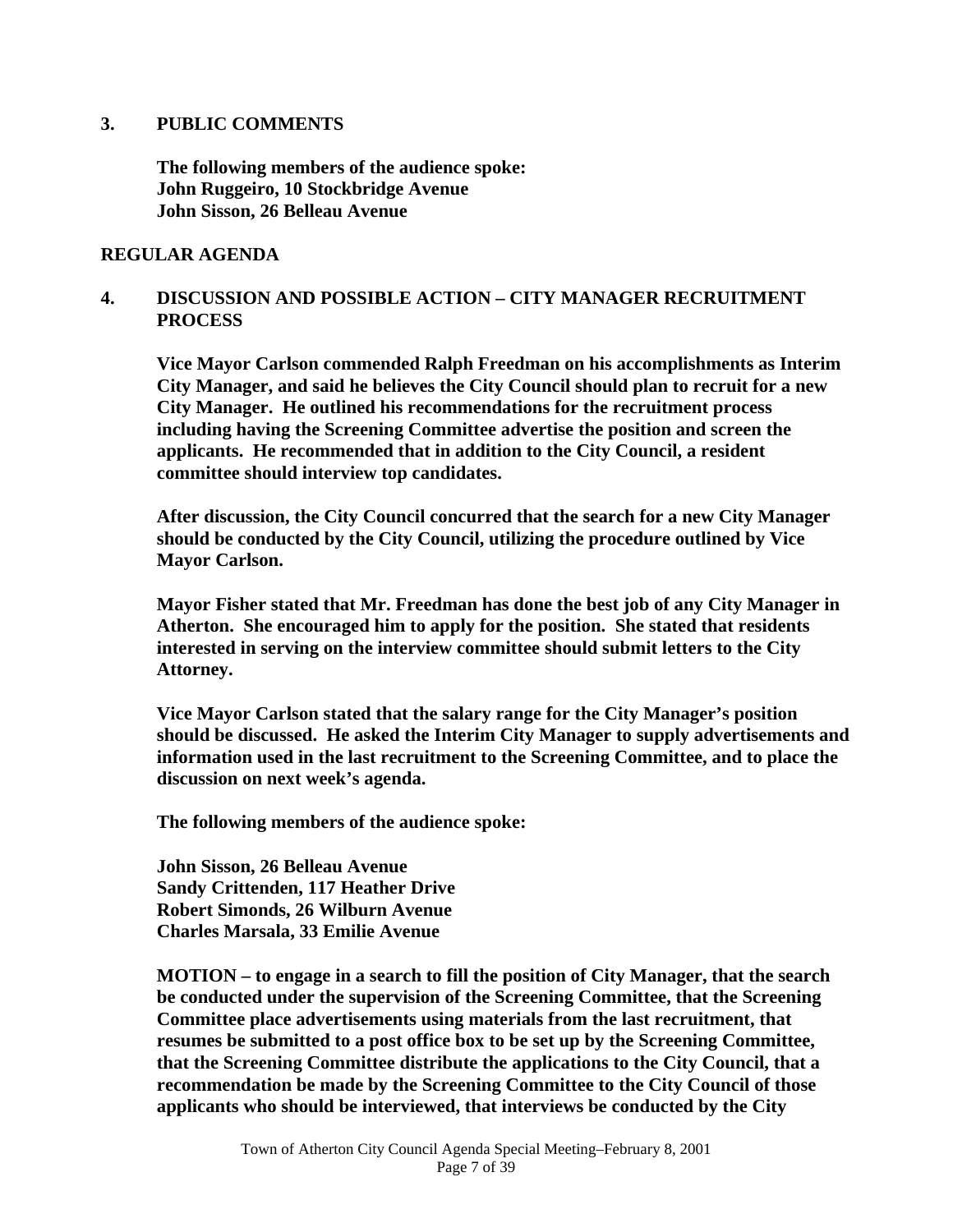## 3. PUBLIC COMMENTS

**The following members of the audience spoke:**
**John Ruggeiro, 10 Stockbridge Avenue**
**John Sisson, 26 Belleau Avenue**

## REGULAR AGENDA

## 4. DISCUSSION AND POSSIBLE ACTION – CITY MANAGER RECRUITMENT PROCESS

**Vice Mayor Carlson commended Ralph Freedman on his accomplishments as Interim City Manager, and said he believes the City Council should plan to recruit for a new City Manager. He outlined his recommendations for the recruitment process including having the Screening Committee advertise the position and screen the applicants. He recommended that in addition to the City Council, a resident committee should interview top candidates.**

**After discussion, the City Council concurred that the search for a new City Manager should be conducted by the City Council, utilizing the procedure outlined by Vice Mayor Carlson.**

**Mayor Fisher stated that Mr. Freedman has done the best job of any City Manager in Atherton. She encouraged him to apply for the position. She stated that residents interested in serving on the interview committee should submit letters to the City Attorney.**

**Vice Mayor Carlson stated that the salary range for the City Manager's position should be discussed. He asked the Interim City Manager to supply advertisements and information used in the last recruitment to the Screening Committee, and to place the discussion on next week's agenda.**

**The following members of the audience spoke:**

**John Sisson, 26 Belleau Avenue**
**Sandy Crittenden, 117 Heather Drive**
**Robert Simonds, 26 Wilburn Avenue**
**Charles Marsala, 33 Emilie Avenue**

**MOTION – to engage in a search to fill the position of City Manager, that the search be conducted under the supervision of the Screening Committee, that the Screening Committee place advertisements using materials from the last recruitment, that resumes be submitted to a post office box to be set up by the Screening Committee, that the Screening Committee distribute the applications to the City Council, that a recommendation be made by the Screening Committee to the City Council of those applicants who should be interviewed, that interviews be conducted by the City**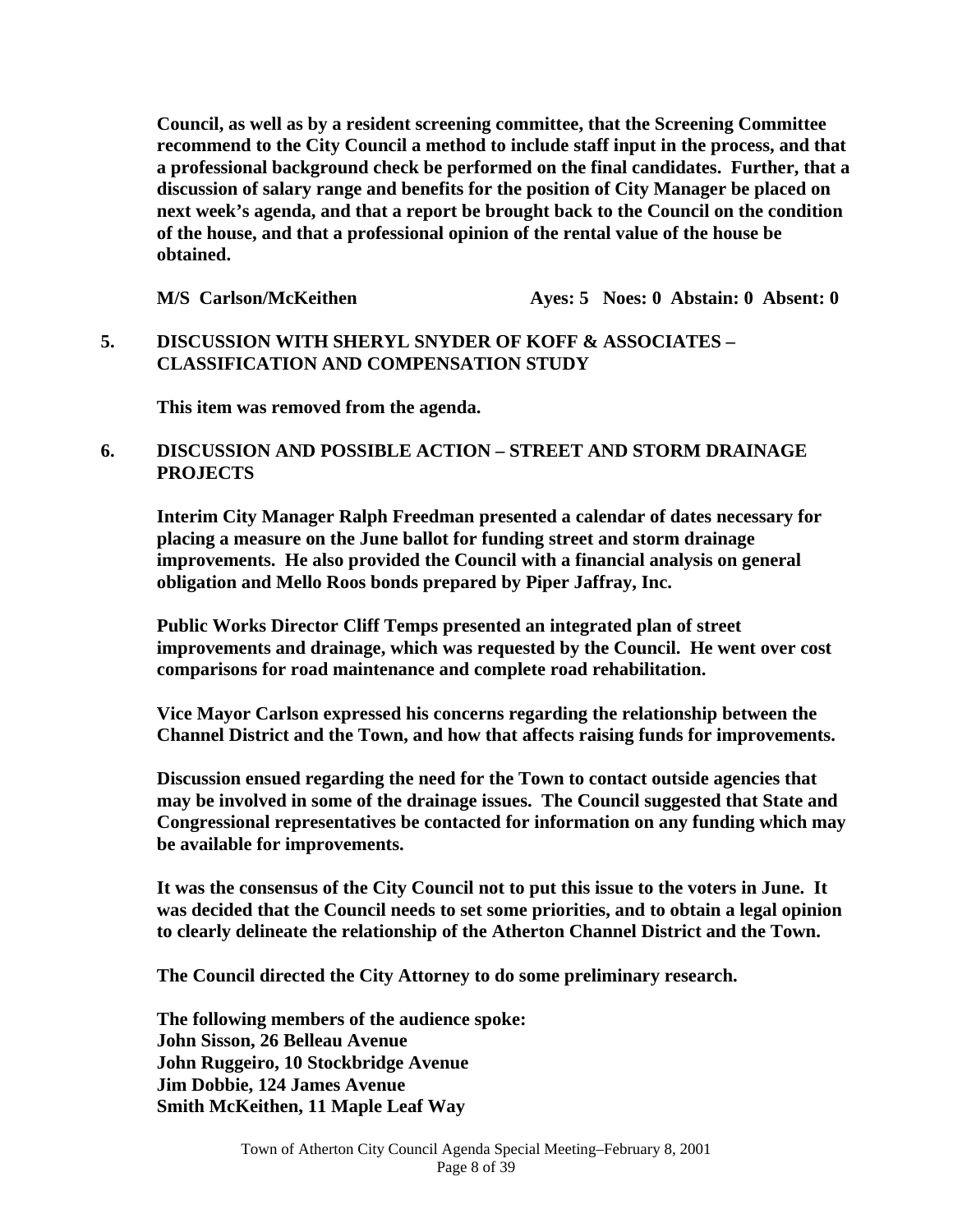**Council, as well as by a resident screening committee, that the Screening Committee recommend to the City Council a method to include staff input in the process, and that a professional background check be performed on the final candidates. Further, that a discussion of salary range and benefits for the position of City Manager be placed on next week's agenda, and that a report be brought back to the Council on the condition of the house, and that a professional opinion of the rental value of the house be obtained.**

**M/S Carlson/McKeithen Ayes: 5 Noes: 0 Abstain: 0 Absent: 0**

**5. DISCUSSION WITH SHERYL SNYDER OF KOFF & ASSOCIATES – CLASSIFICATION AND COMPENSATION STUDY**

**This item was removed from the agenda.**

**6. DISCUSSION AND POSSIBLE ACTION – STREET AND STORM DRAINAGE PROJECTS**

**Interim City Manager Ralph Freedman presented a calendar of dates necessary for placing a measure on the June ballot for funding street and storm drainage improvements. He also provided the Council with a financial analysis on general obligation and Mello Roos bonds prepared by Piper Jaffray, Inc.**

**Public Works Director Cliff Temps presented an integrated plan of street improvements and drainage, which was requested by the Council. He went over cost comparisons for road maintenance and complete road rehabilitation.**

**Vice Mayor Carlson expressed his concerns regarding the relationship between the Channel District and the Town, and how that affects raising funds for improvements.**

**Discussion ensued regarding the need for the Town to contact outside agencies that may be involved in some of the drainage issues. The Council suggested that State and Congressional representatives be contacted for information on any funding which may be available for improvements.**

**It was the consensus of the City Council not to put this issue to the voters in June. It was decided that the Council needs to set some priorities, and to obtain a legal opinion to clearly delineate the relationship of the Atherton Channel District and the Town.**

**The Council directed the City Attorney to do some preliminary research.**

**The following members of the audience spoke:**
**John Sisson, 26 Belleau Avenue**
**John Ruggeiro, 10 Stockbridge Avenue**
**Jim Dobbie, 124 James Avenue**
**Smith McKeithen, 11 Maple Leaf Way**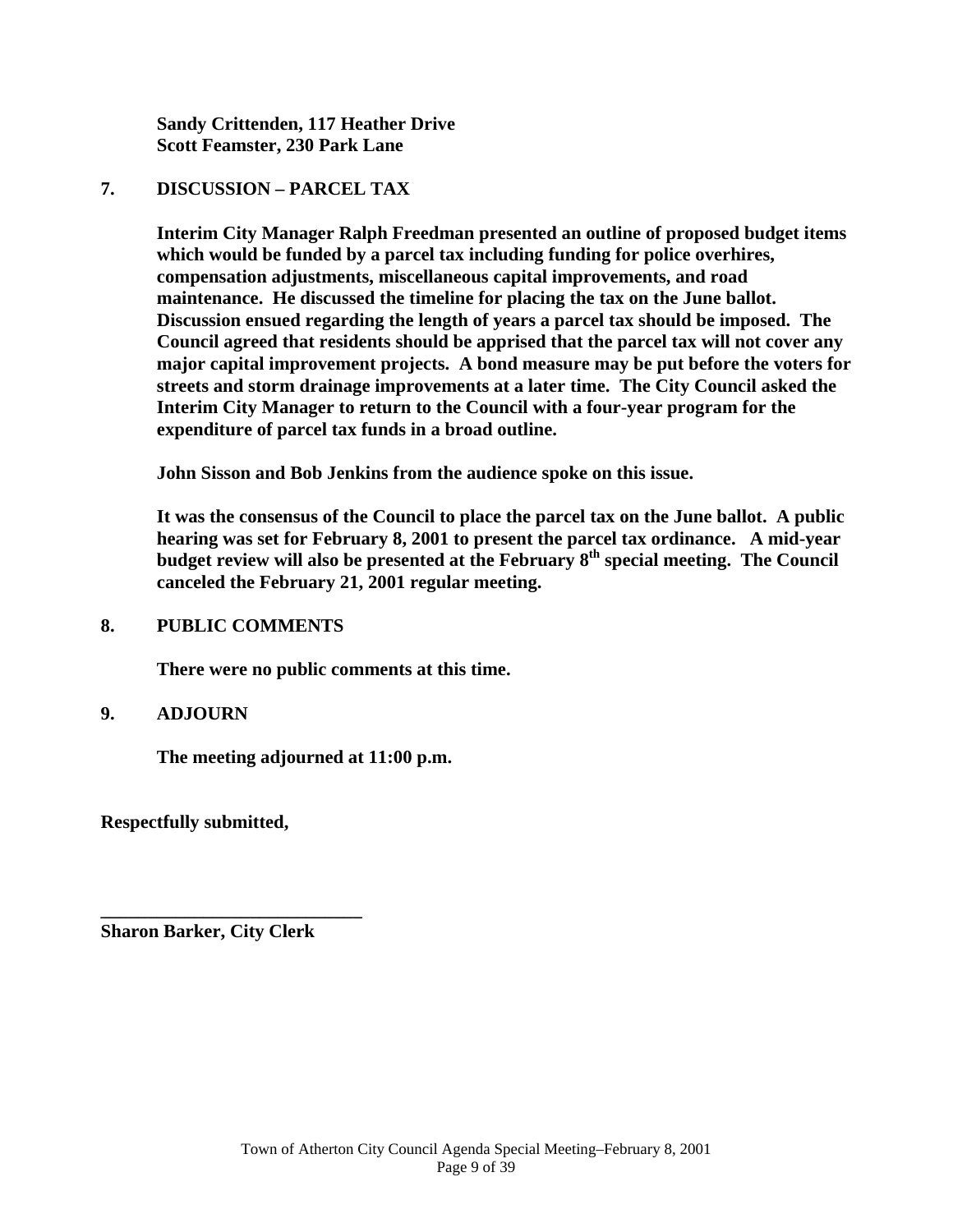**Sandy Crittenden, 117 Heather Drive**
**Scott Feamster, 230 Park Lane**

## 7. DISCUSSION – PARCEL TAX

**Interim City Manager Ralph Freedman presented an outline of proposed budget items which would be funded by a parcel tax including funding for police overhires, compensation adjustments, miscellaneous capital improvements, and road maintenance. He discussed the timeline for placing the tax on the June ballot. Discussion ensued regarding the length of years a parcel tax should be imposed. The Council agreed that residents should be apprised that the parcel tax will not cover any major capital improvement projects. A bond measure may be put before the voters for streets and storm drainage improvements at a later time. The City Council asked the Interim City Manager to return to the Council with a four-year program for the expenditure of parcel tax funds in a broad outline.**

**John Sisson and Bob Jenkins from the audience spoke on this issue.**

**It was the consensus of the Council to place the parcel tax on the June ballot. A public hearing was set for February 8, 2001 to present the parcel tax ordinance. A mid-year budget review will also be presented at the February 8th special meeting. The Council canceled the February 21, 2001 regular meeting.**

## 8. PUBLIC COMMENTS

**There were no public comments at this time.**

## 9. ADJOURN

**The meeting adjourned at 11:00 p.m.**

**Respectfully submitted,**

**\_\_\_\_\_\_\_\_\_\_\_\_\_\_\_\_\_\_\_\_\_\_\_\_\_\_\_\_**
**Sharon Barker, City Clerk**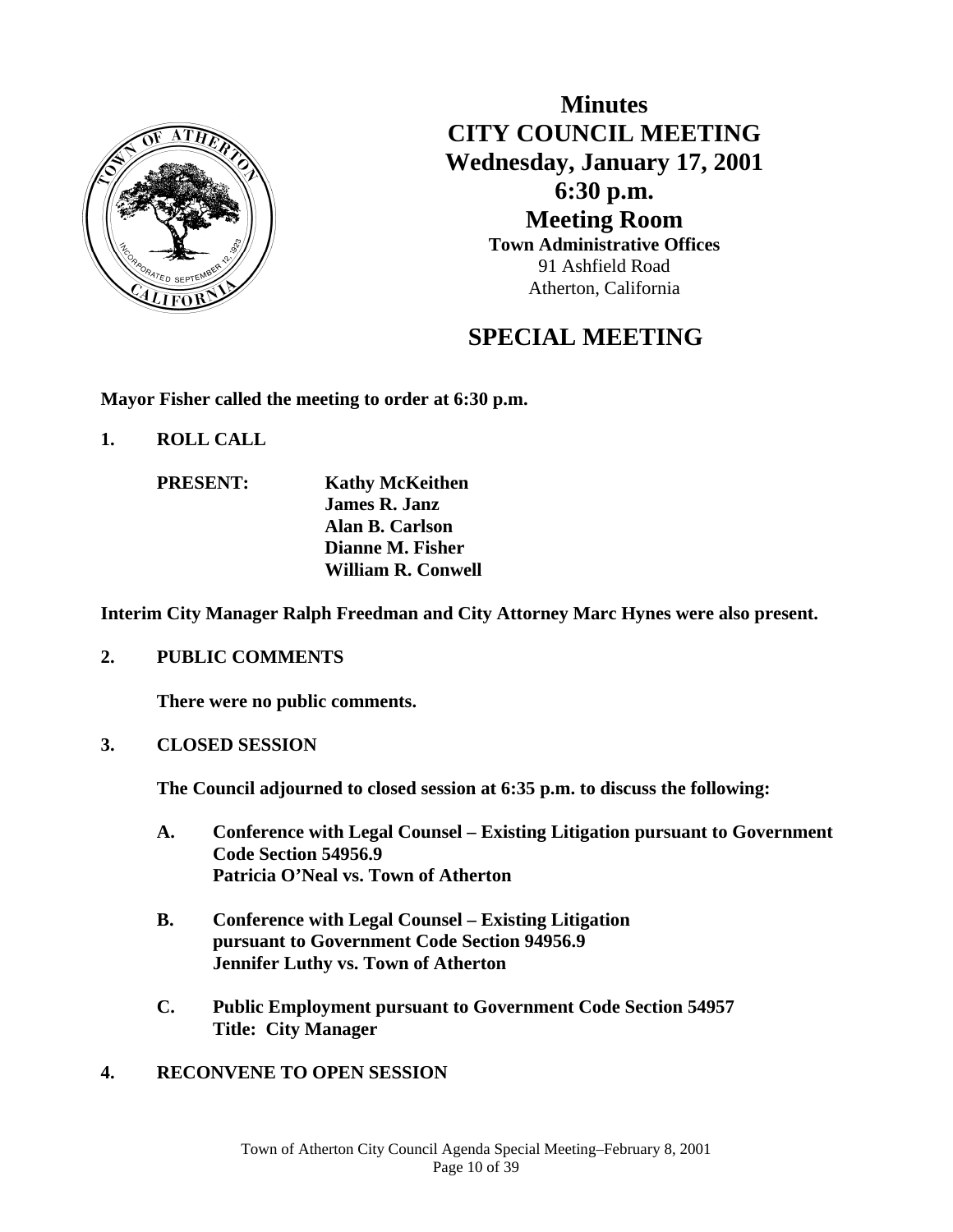# Minutes
# CITY COUNCIL MEETING
## Wednesday, January 17, 2001
## 6:30 p.m.
## Meeting Room

**Town Administrative Offices**
91 Ashfield Road
Atherton, California

## SPECIAL MEETING

**Mayor Fisher called the meeting to order at 6:30 p.m.**

**1. ROLL CALL**

**PRESENT:** **Kathy McKeithen**
**James R. Janz**
**Alan B. Carlson**
**Dianne M. Fisher**
**William R. Conwell**

**Interim City Manager Ralph Freedman and City Attorney Marc Hynes were also present.**

**2. PUBLIC COMMENTS**

**There were no public comments.**

**3. CLOSED SESSION**

**The Council adjourned to closed session at 6:35 p.m. to discuss the following:**

**A. Conference with Legal Counsel – Existing Litigation pursuant to Government Code Section 54956.9**
**Patricia O'Neal vs. Town of Atherton**

**B. Conference with Legal Counsel – Existing Litigation pursuant to Government Code Section 94956.9**
**Jennifer Luthy vs. Town of Atherton**

**C. Public Employment pursuant to Government Code Section 54957**
**Title: City Manager**

**4. RECONVENE TO OPEN SESSION**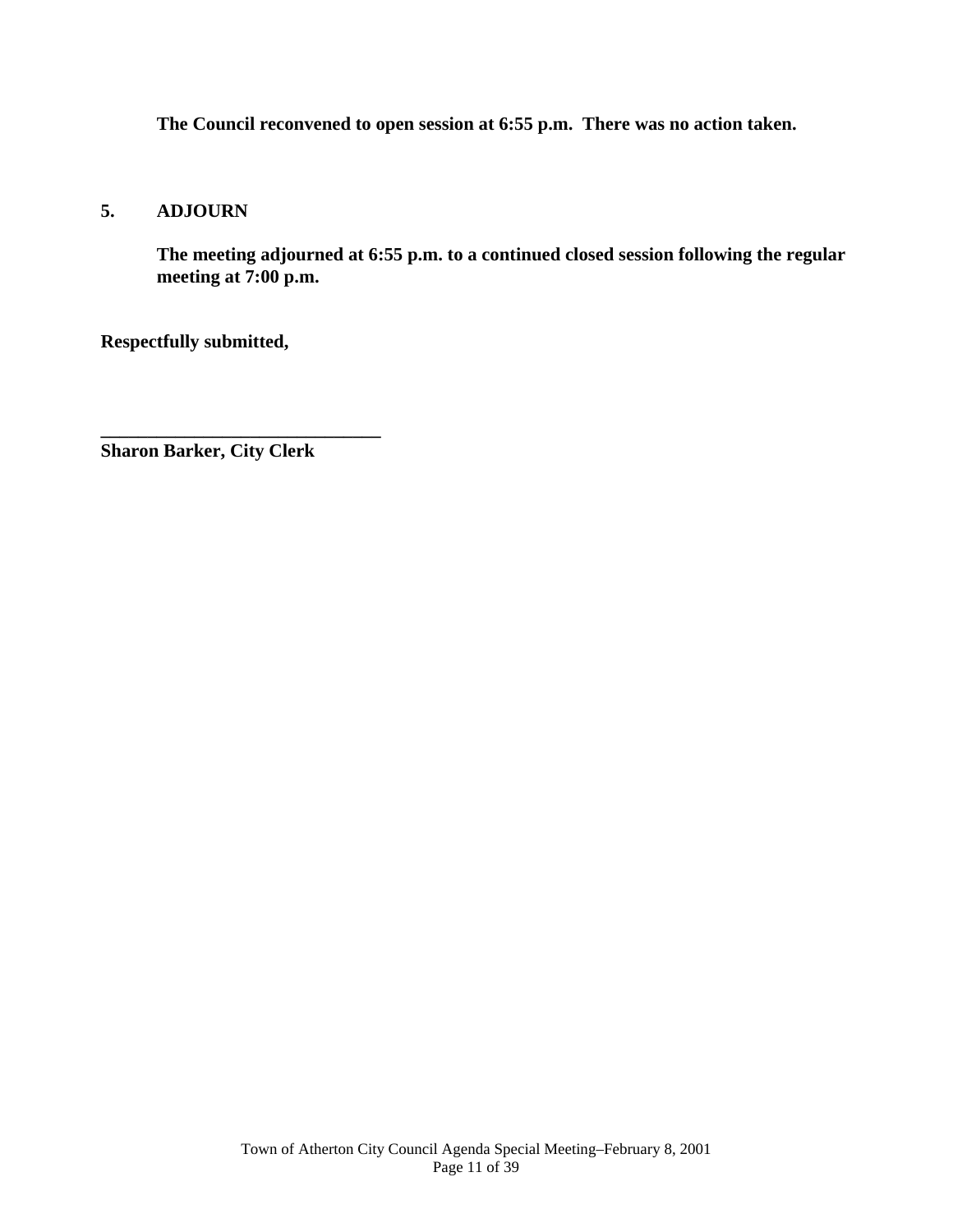**The Council reconvened to open session at 6:55 p.m. There was no action taken.**

## 5. ADJOURN

**The meeting adjourned at 6:55 p.m. to a continued closed session following the regular meeting at 7:00 p.m.**

**Respectfully submitted,**

**\_\_\_\_\_\_\_\_\_\_\_\_\_\_\_\_\_\_\_\_\_\_\_\_\_\_\_\_\_\_**
**Sharon Barker, City Clerk**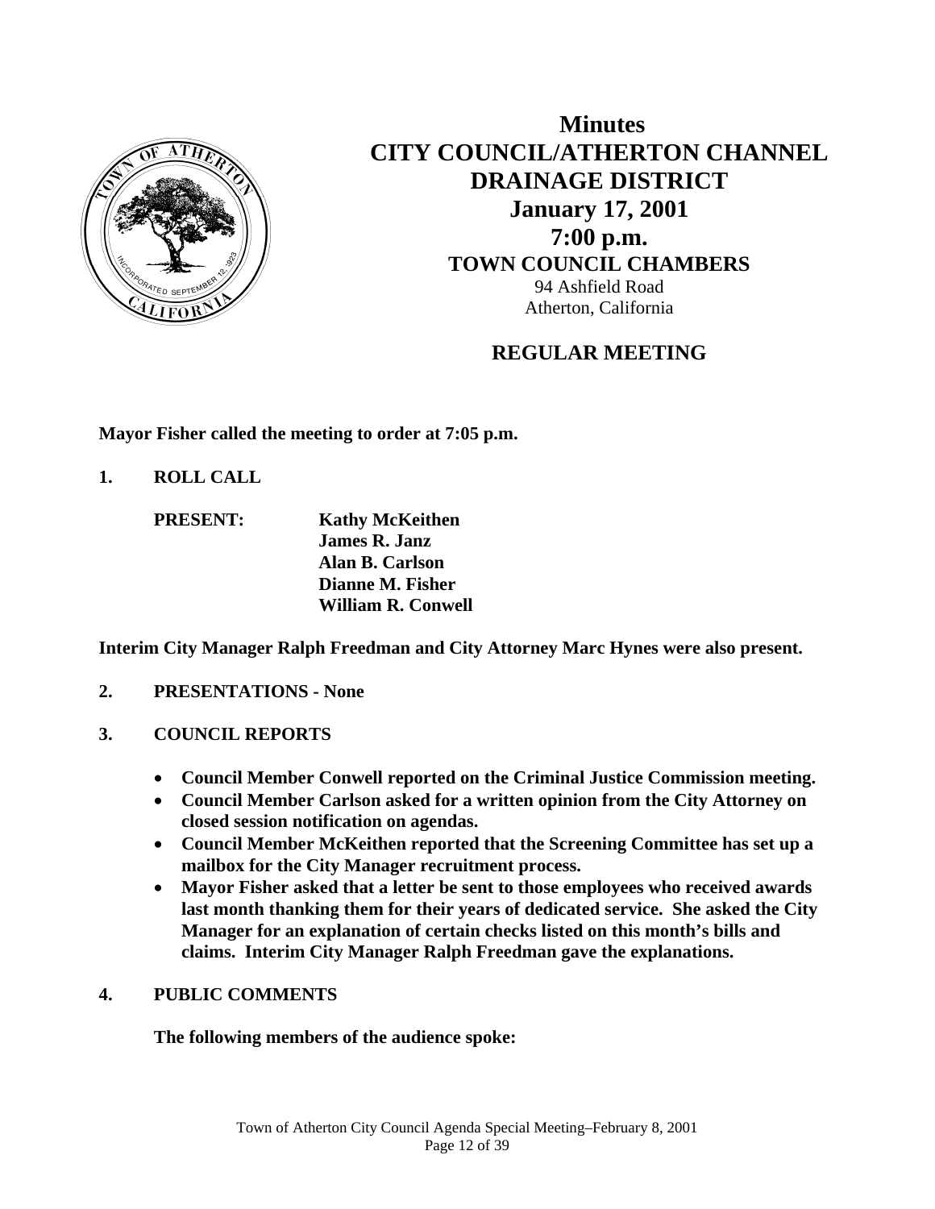# Minutes
# CITY COUNCIL/ATHERTON CHANNEL DRAINAGE DISTRICT
## January 17, 2001
## 7:00 p.m.
### TOWN COUNCIL CHAMBERS

94 Ashfield Road
Atherton, California

## REGULAR MEETING

**Mayor Fisher called the meeting to order at 7:05 p.m.**

**1. ROLL CALL**

**PRESENT:**
**Kathy McKeithen**
**James R. Janz**
**Alan B. Carlson**
**Dianne M. Fisher**
**William R. Conwell**

**Interim City Manager Ralph Freedman and City Attorney Marc Hynes were also present.**

**2. PRESENTATIONS - None**

**3. COUNCIL REPORTS**

- **Council Member Conwell reported on the Criminal Justice Commission meeting.**
- **Council Member Carlson asked for a written opinion from the City Attorney on closed session notification on agendas.**
- **Council Member McKeithen reported that the Screening Committee has set up a mailbox for the City Manager recruitment process.**
- **Mayor Fisher asked that a letter be sent to those employees who received awards last month thanking them for their years of dedicated service. She asked the City Manager for an explanation of certain checks listed on this month's bills and claims. Interim City Manager Ralph Freedman gave the explanations.**

**4. PUBLIC COMMENTS**

**The following members of the audience spoke:**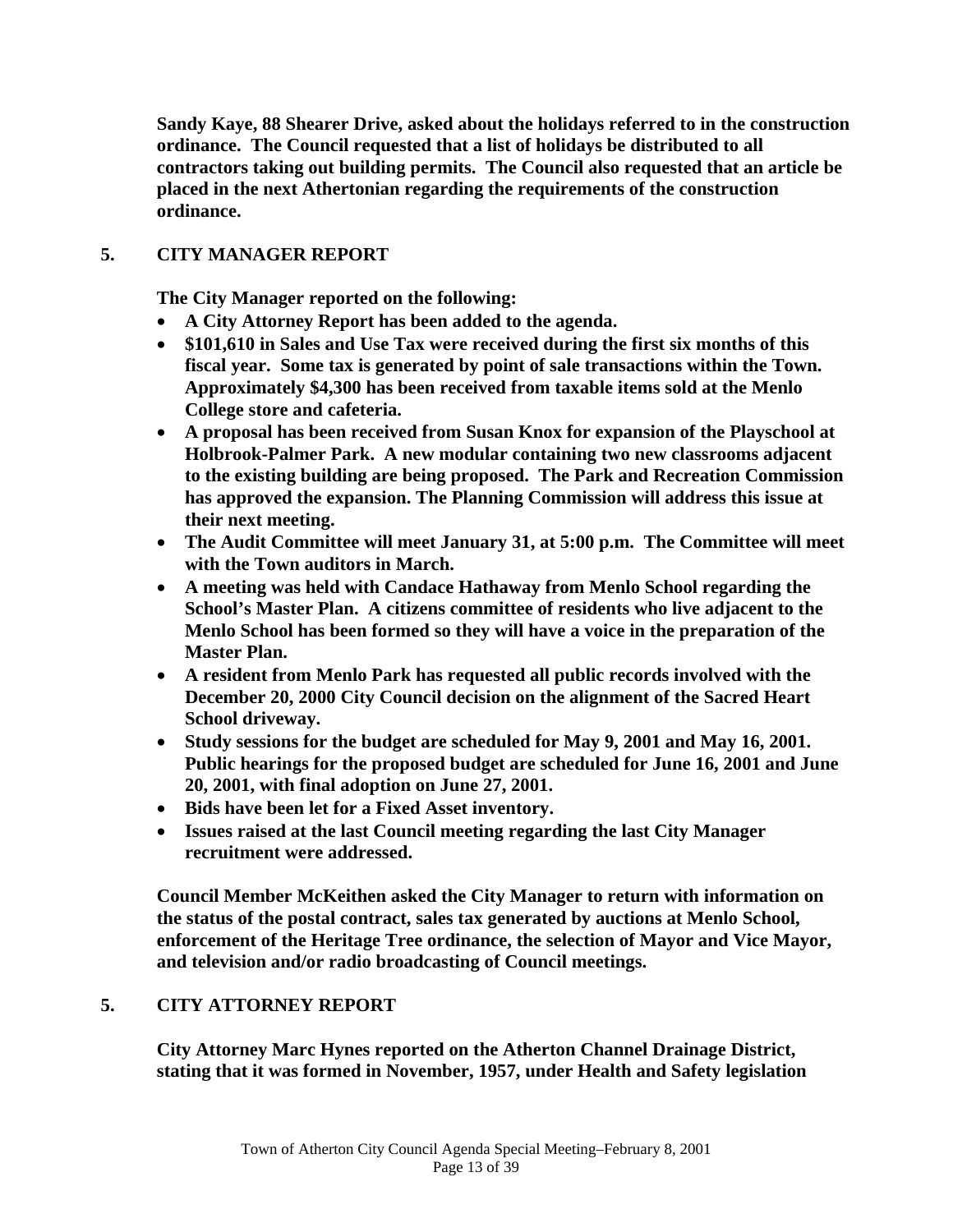**Sandy Kaye, 88 Shearer Drive, asked about the holidays referred to in the construction ordinance. The Council requested that a list of holidays be distributed to all contractors taking out building permits. The Council also requested that an article be placed in the next Athertonian regarding the requirements of the construction ordinance.**

## 5. CITY MANAGER REPORT

**The City Manager reported on the following:**

- **A City Attorney Report has been added to the agenda.**
- **$101,610 in Sales and Use Tax were received during the first six months of this fiscal year. Some tax is generated by point of sale transactions within the Town. Approximately $4,300 has been received from taxable items sold at the Menlo College store and cafeteria.**
- **A proposal has been received from Susan Knox for expansion of the Playschool at Holbrook-Palmer Park. A new modular containing two new classrooms adjacent to the existing building are being proposed. The Park and Recreation Commission has approved the expansion. The Planning Commission will address this issue at their next meeting.**
- **The Audit Committee will meet January 31, at 5:00 p.m. The Committee will meet with the Town auditors in March.**
- **A meeting was held with Candace Hathaway from Menlo School regarding the School's Master Plan. A citizens committee of residents who live adjacent to the Menlo School has been formed so they will have a voice in the preparation of the Master Plan.**
- **A resident from Menlo Park has requested all public records involved with the December 20, 2000 City Council decision on the alignment of the Sacred Heart School driveway.**
- **Study sessions for the budget are scheduled for May 9, 2001 and May 16, 2001. Public hearings for the proposed budget are scheduled for June 16, 2001 and June 20, 2001, with final adoption on June 27, 2001.**
- **Bids have been let for a Fixed Asset inventory.**
- **Issues raised at the last Council meeting regarding the last City Manager recruitment were addressed.**

**Council Member McKeithen asked the City Manager to return with information on the status of the postal contract, sales tax generated by auctions at Menlo School, enforcement of the Heritage Tree ordinance, the selection of Mayor and Vice Mayor, and television and/or radio broadcasting of Council meetings.**

## 5. CITY ATTORNEY REPORT

**City Attorney Marc Hynes reported on the Atherton Channel Drainage District, stating that it was formed in November, 1957, under Health and Safety legislation**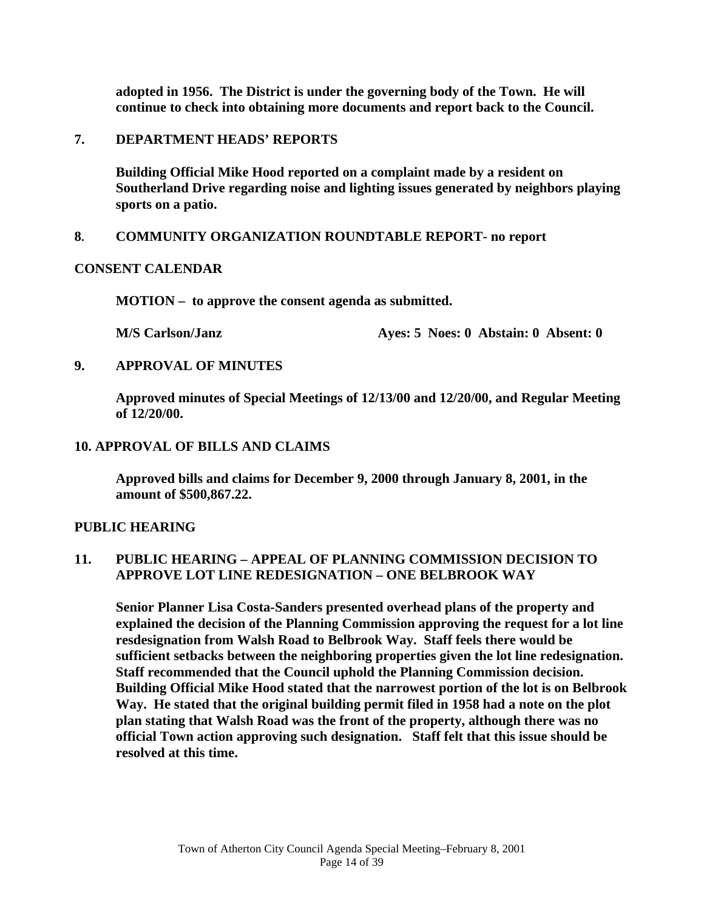**adopted in 1956. The District is under the governing body of the Town. He will continue to check into obtaining more documents and report back to the Council.**

## 7. DEPARTMENT HEADS' REPORTS

**Building Official Mike Hood reported on a complaint made by a resident on Southerland Drive regarding noise and lighting issues generated by neighbors playing sports on a patio.**

## 8. COMMUNITY ORGANIZATION ROUNDTABLE REPORT- no report

## CONSENT CALENDAR

**MOTION – to approve the consent agenda as submitted.**

**M/S Carlson/Janz** **Ayes: 5 Noes: 0 Abstain: 0 Absent: 0**

## 9. APPROVAL OF MINUTES

**Approved minutes of Special Meetings of 12/13/00 and 12/20/00, and Regular Meeting of 12/20/00.**

## 10. APPROVAL OF BILLS AND CLAIMS

**Approved bills and claims for December 9, 2000 through January 8, 2001, in the amount of $500,867.22.**

## PUBLIC HEARING

## 11. PUBLIC HEARING – APPEAL OF PLANNING COMMISSION DECISION TO APPROVE LOT LINE REDESIGNATION – ONE BELBROOK WAY

**Senior Planner Lisa Costa-Sanders presented overhead plans of the property and explained the decision of the Planning Commission approving the request for a lot line resdesignation from Walsh Road to Belbrook Way. Staff feels there would be sufficient setbacks between the neighboring properties given the lot line redesignation. Staff recommended that the Council uphold the Planning Commission decision. Building Official Mike Hood stated that the narrowest portion of the lot is on Belbrook Way. He stated that the original building permit filed in 1958 had a note on the plot plan stating that Walsh Road was the front of the property, although there was no official Town action approving such designation. Staff felt that this issue should be resolved at this time.**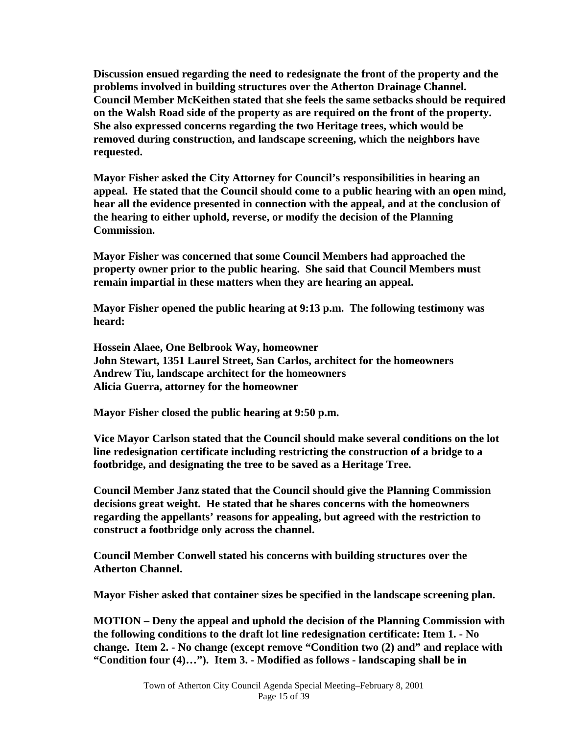**Discussion ensued regarding the need to redesignate the front of the property and the problems involved in building structures over the Atherton Drainage Channel. Council Member McKeithen stated that she feels the same setbacks should be required on the Walsh Road side of the property as are required on the front of the property. She also expressed concerns regarding the two Heritage trees, which would be removed during construction, and landscape screening, which the neighbors have requested.**

**Mayor Fisher asked the City Attorney for Council's responsibilities in hearing an appeal. He stated that the Council should come to a public hearing with an open mind, hear all the evidence presented in connection with the appeal, and at the conclusion of the hearing to either uphold, reverse, or modify the decision of the Planning Commission.**

**Mayor Fisher was concerned that some Council Members had approached the property owner prior to the public hearing. She said that Council Members must remain impartial in these matters when they are hearing an appeal.**

**Mayor Fisher opened the public hearing at 9:13 p.m. The following testimony was heard:**

**Hossein Alaee, One Belbrook Way, homeowner**
**John Stewart, 1351 Laurel Street, San Carlos, architect for the homeowners**
**Andrew Tiu, landscape architect for the homeowners**
**Alicia Guerra, attorney for the homeowner**

**Mayor Fisher closed the public hearing at 9:50 p.m.**

**Vice Mayor Carlson stated that the Council should make several conditions on the lot line redesignation certificate including restricting the construction of a bridge to a footbridge, and designating the tree to be saved as a Heritage Tree.**

**Council Member Janz stated that the Council should give the Planning Commission decisions great weight. He stated that he shares concerns with the homeowners regarding the appellants' reasons for appealing, but agreed with the restriction to construct a footbridge only across the channel.**

**Council Member Conwell stated his concerns with building structures over the Atherton Channel.**

**Mayor Fisher asked that container sizes be specified in the landscape screening plan.**

**MOTION – Deny the appeal and uphold the decision of the Planning Commission with the following conditions to the draft lot line redesignation certificate: Item 1. - No change. Item 2. - No change (except remove "Condition two (2) and" and replace with "Condition four (4)…"). Item 3. - Modified as follows - landscaping shall be in**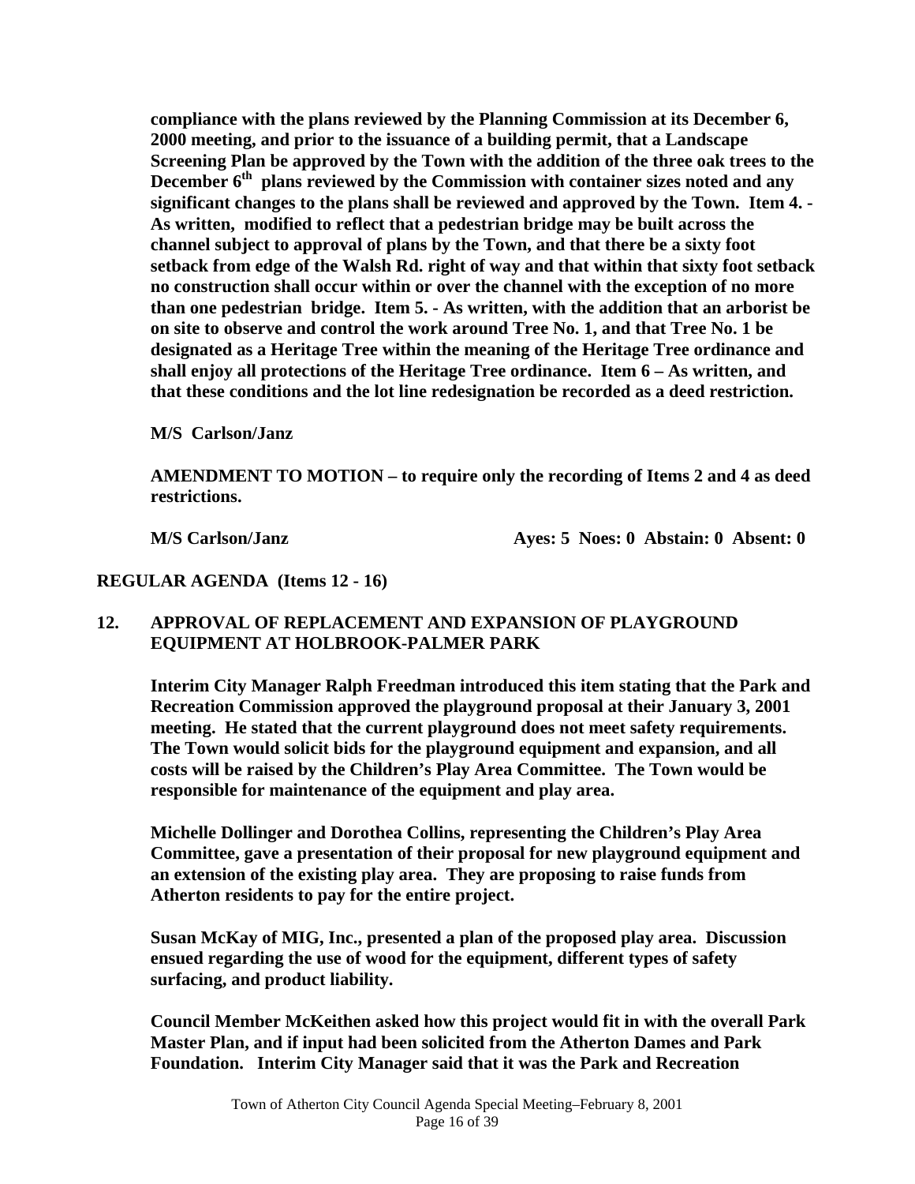**compliance with the plans reviewed by the Planning Commission at its December 6, 2000 meeting, and prior to the issuance of a building permit, that a Landscape Screening Plan be approved by the Town with the addition of the three oak trees to the December 6th plans reviewed by the Commission with container sizes noted and any significant changes to the plans shall be reviewed and approved by the Town. Item 4. - As written, modified to reflect that a pedestrian bridge may be built across the channel subject to approval of plans by the Town, and that there be a sixty foot setback from edge of the Walsh Rd. right of way and that within that sixty foot setback no construction shall occur within or over the channel with the exception of no more than one pedestrian bridge. Item 5. - As written, with the addition that an arborist be on site to observe and control the work around Tree No. 1, and that Tree No. 1 be designated as a Heritage Tree within the meaning of the Heritage Tree ordinance and shall enjoy all protections of the Heritage Tree ordinance. Item 6 – As written, and that these conditions and the lot line redesignation be recorded as a deed restriction.**

**M/S Carlson/Janz**

**AMENDMENT TO MOTION – to require only the recording of Items 2 and 4 as deed restrictions.**

**M/S Carlson/Janz Ayes: 5 Noes: 0 Abstain: 0 Absent: 0**

**REGULAR AGENDA (Items 12 - 16)**

**12. APPROVAL OF REPLACEMENT AND EXPANSION OF PLAYGROUND EQUIPMENT AT HOLBROOK-PALMER PARK**

**Interim City Manager Ralph Freedman introduced this item stating that the Park and Recreation Commission approved the playground proposal at their January 3, 2001 meeting. He stated that the current playground does not meet safety requirements. The Town would solicit bids for the playground equipment and expansion, and all costs will be raised by the Children's Play Area Committee. The Town would be responsible for maintenance of the equipment and play area.**

**Michelle Dollinger and Dorothea Collins, representing the Children's Play Area Committee, gave a presentation of their proposal for new playground equipment and an extension of the existing play area. They are proposing to raise funds from Atherton residents to pay for the entire project.**

**Susan McKay of MIG, Inc., presented a plan of the proposed play area. Discussion ensued regarding the use of wood for the equipment, different types of safety surfacing, and product liability.**

**Council Member McKeithen asked how this project would fit in with the overall Park Master Plan, and if input had been solicited from the Atherton Dames and Park Foundation. Interim City Manager said that it was the Park and Recreation**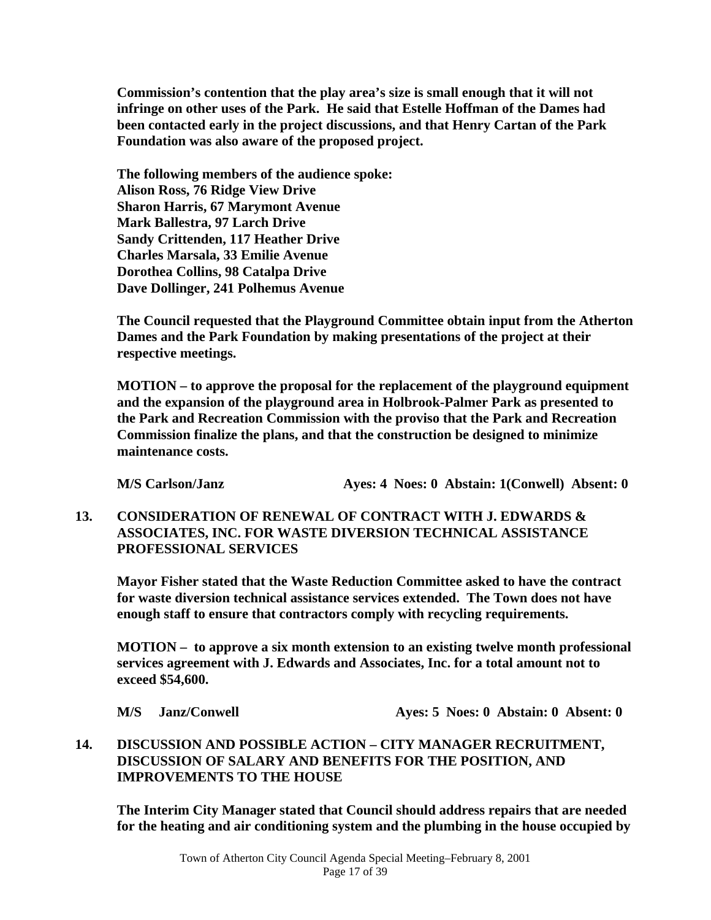**Commission's contention that the play area's size is small enough that it will not infringe on other uses of the Park. He said that Estelle Hoffman of the Dames had been contacted early in the project discussions, and that Henry Cartan of the Park Foundation was also aware of the proposed project.**

**The following members of the audience spoke:**
**Alison Ross, 76 Ridge View Drive**
**Sharon Harris, 67 Marymont Avenue**
**Mark Ballestra, 97 Larch Drive**
**Sandy Crittenden, 117 Heather Drive**
**Charles Marsala, 33 Emilie Avenue**
**Dorothea Collins, 98 Catalpa Drive**
**Dave Dollinger, 241 Polhemus Avenue**

**The Council requested that the Playground Committee obtain input from the Atherton Dames and the Park Foundation by making presentations of the project at their respective meetings.**

**MOTION – to approve the proposal for the replacement of the playground equipment and the expansion of the playground area in Holbrook-Palmer Park as presented to the Park and Recreation Commission with the proviso that the Park and Recreation Commission finalize the plans, and that the construction be designed to minimize maintenance costs.**

**M/S Carlson/Janz** **Ayes: 4 Noes: 0 Abstain: 1(Conwell) Absent: 0**

## 13. CONSIDERATION OF RENEWAL OF CONTRACT WITH J. EDWARDS & ASSOCIATES, INC. FOR WASTE DIVERSION TECHNICAL ASSISTANCE PROFESSIONAL SERVICES

**Mayor Fisher stated that the Waste Reduction Committee asked to have the contract for waste diversion technical assistance services extended. The Town does not have enough staff to ensure that contractors comply with recycling requirements.**

**MOTION – to approve a six month extension to an existing twelve month professional services agreement with J. Edwards and Associates, Inc. for a total amount not to exceed $54,600.**

**M/S Janz/Conwell** **Ayes: 5 Noes: 0 Abstain: 0 Absent: 0**

## 14. DISCUSSION AND POSSIBLE ACTION – CITY MANAGER RECRUITMENT, DISCUSSION OF SALARY AND BENEFITS FOR THE POSITION, AND IMPROVEMENTS TO THE HOUSE

**The Interim City Manager stated that Council should address repairs that are needed for the heating and air conditioning system and the plumbing in the house occupied by**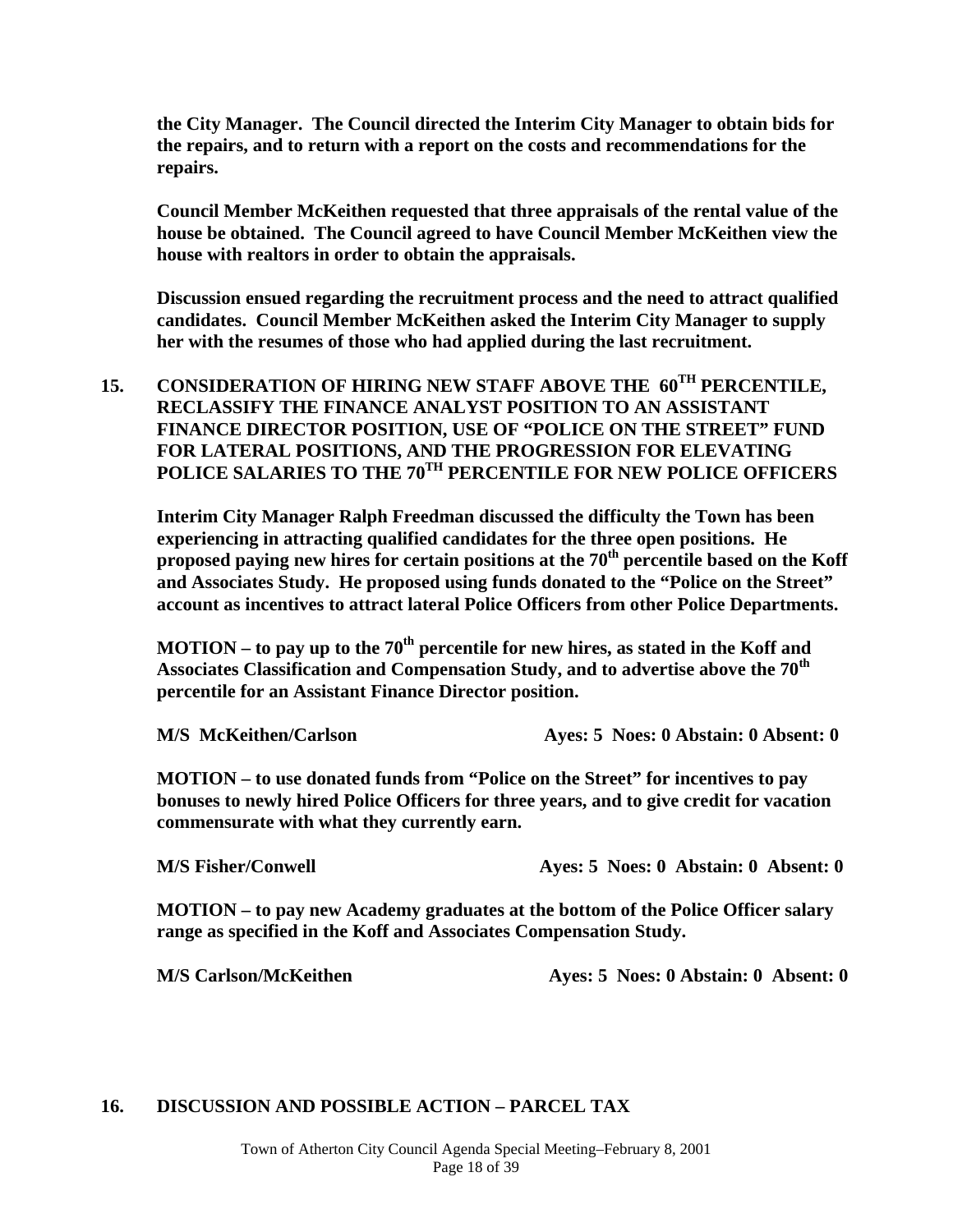**the City Manager. The Council directed the Interim City Manager to obtain bids for the repairs, and to return with a report on the costs and recommendations for the repairs.**

**Council Member McKeithen requested that three appraisals of the rental value of the house be obtained. The Council agreed to have Council Member McKeithen view the house with realtors in order to obtain the appraisals.**

**Discussion ensued regarding the recruitment process and the need to attract qualified candidates. Council Member McKeithen asked the Interim City Manager to supply her with the resumes of those who had applied during the last recruitment.**

## 15. CONSIDERATION OF HIRING NEW STAFF ABOVE THE 60TH PERCENTILE, RECLASSIFY THE FINANCE ANALYST POSITION TO AN ASSISTANT FINANCE DIRECTOR POSITION, USE OF "POLICE ON THE STREET" FUND FOR LATERAL POSITIONS, AND THE PROGRESSION FOR ELEVATING POLICE SALARIES TO THE 70TH PERCENTILE FOR NEW POLICE OFFICERS

**Interim City Manager Ralph Freedman discussed the difficulty the Town has been experiencing in attracting qualified candidates for the three open positions. He proposed paying new hires for certain positions at the 70th percentile based on the Koff and Associates Study. He proposed using funds donated to the "Police on the Street" account as incentives to attract lateral Police Officers from other Police Departments.**

**MOTION – to pay up to the 70th percentile for new hires, as stated in the Koff and Associates Classification and Compensation Study, and to advertise above the 70th percentile for an Assistant Finance Director position.**

**M/S McKeithen/Carlson Ayes: 5 Noes: 0 Abstain: 0 Absent: 0**

**MOTION – to use donated funds from "Police on the Street" for incentives to pay bonuses to newly hired Police Officers for three years, and to give credit for vacation commensurate with what they currently earn.**

**M/S Fisher/Conwell Ayes: 5 Noes: 0 Abstain: 0 Absent: 0**

**MOTION – to pay new Academy graduates at the bottom of the Police Officer salary range as specified in the Koff and Associates Compensation Study.**

**M/S Carlson/McKeithen Ayes: 5 Noes: 0 Abstain: 0 Absent: 0**

## 16. DISCUSSION AND POSSIBLE ACTION – PARCEL TAX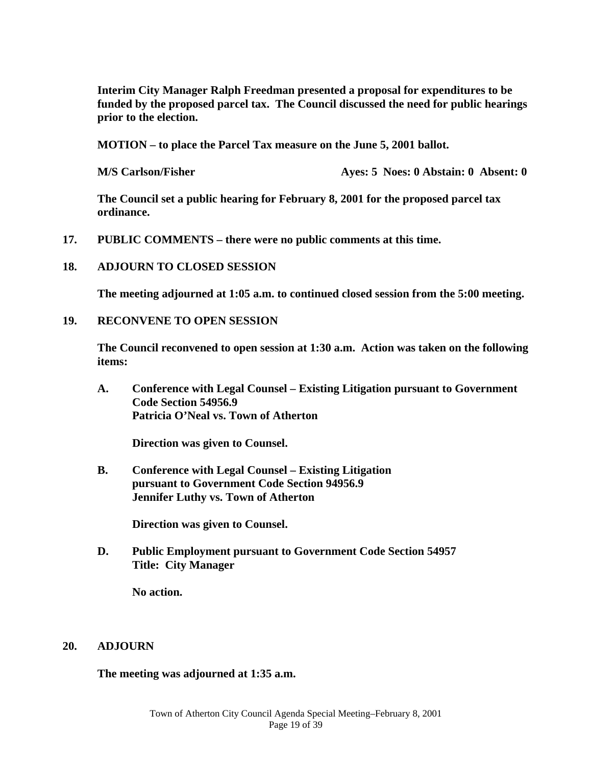**Interim City Manager Ralph Freedman presented a proposal for expenditures to be funded by the proposed parcel tax. The Council discussed the need for public hearings prior to the election.**

**MOTION – to place the Parcel Tax measure on the June 5, 2001 ballot.**

**M/S Carlson/Fisher Ayes: 5 Noes: 0 Abstain: 0 Absent: 0**

**The Council set a public hearing for February 8, 2001 for the proposed parcel tax ordinance.**

**17. PUBLIC COMMENTS – there were no public comments at this time.**

**18. ADJOURN TO CLOSED SESSION**

**The meeting adjourned at 1:05 a.m. to continued closed session from the 5:00 meeting.**

**19. RECONVENE TO OPEN SESSION**

**The Council reconvened to open session at 1:30 a.m. Action was taken on the following items:**

**A. Conference with Legal Counsel – Existing Litigation pursuant to Government Code Section 54956.9**
**Patricia O'Neal vs. Town of Atherton**

**Direction was given to Counsel.**

**B. Conference with Legal Counsel – Existing Litigation pursuant to Government Code Section 94956.9**
**Jennifer Luthy vs. Town of Atherton**

**Direction was given to Counsel.**

**D. Public Employment pursuant to Government Code Section 54957**
**Title: City Manager**

**No action.**

**20. ADJOURN**

**The meeting was adjourned at 1:35 a.m.**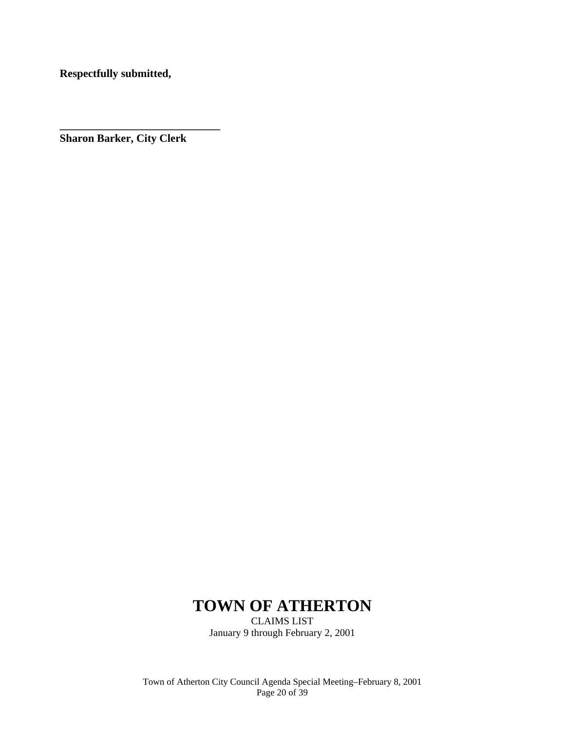**Respectfully submitted,**

\_\_\_\_\_\_\_\_\_\_\_\_\_\_\_\_\_\_\_\_\_\_\_\_\_\_\_\_\_\_

**Sharon Barker, City Clerk**

# TOWN OF ATHERTON

CLAIMS LIST

January 9 through February 2, 2001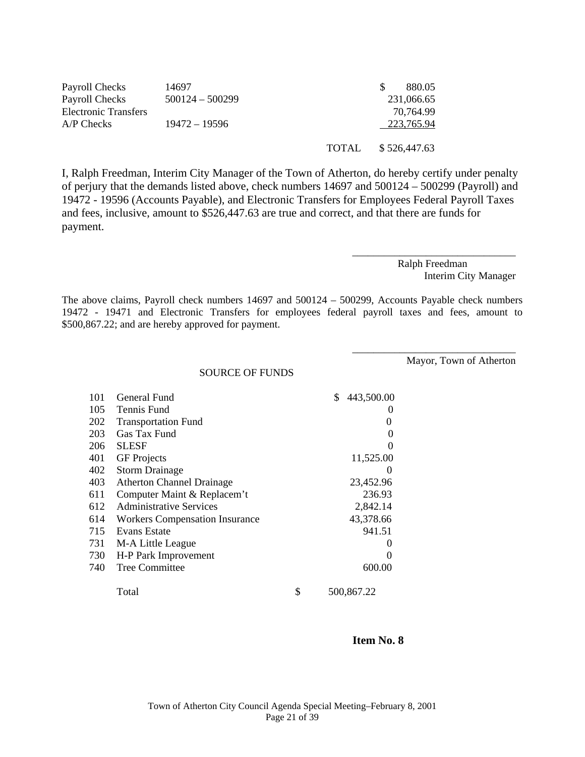| | | | |
|---|---|---|---|
| Payroll Checks | 14697 | | $ 880.05 |
| Payroll Checks | 500124 – 500299 | | 231,066.65 |
| Electronic Transfers | | | 70,764.99 |
| A/P Checks | 19472 – 19596 | | 223,765.94 |
| | | TOTAL | $ 526,447.63 |

I, Ralph Freedman, Interim City Manager of the Town of Atherton, do hereby certify under penalty of perjury that the demands listed above, check numbers 14697 and 500124 – 500299 (Payroll) and 19472 - 19596 (Accounts Payable), and Electronic Transfers for Employees Federal Payroll Taxes and fees, inclusive, amount to $526,447.63 are true and correct, and that there are funds for payment.

\_\_\_\_\_\_\_\_\_\_\_\_\_\_\_\_\_\_\_\_\_\_\_\_\_\_\_\_\_\_
Ralph Freedman
Interim City Manager

The above claims, Payroll check numbers 14697 and 500124 – 500299, Accounts Payable check numbers 19472 - 19471 and Electronic Transfers for employees federal payroll taxes and fees, amount to $500,867.22; and are hereby approved for payment.

\_\_\_\_\_\_\_\_\_\_\_\_\_\_\_\_\_\_\_\_\_\_\_\_\_\_\_\_\_\_
Mayor, Town of Atherton

SOURCE OF FUNDS

| | | |
|---|---|---|
| 101 | General Fund | $ 443,500.00 |
| 105 | Tennis Fund | 0 |
| 202 | Transportation Fund | 0 |
| 203 | Gas Tax Fund | 0 |
| 206 | SLESF | 0 |
| 401 | GF Projects | 11,525.00 |
| 402 | Storm Drainage | 0 |
| 403 | Atherton Channel Drainage | 23,452.96 |
| 611 | Computer Maint & Replacem't | 236.93 |
| 612 | Administrative Services | 2,842.14 |
| 614 | Workers Compensation Insurance | 43,378.66 |
| 715 | Evans Estate | 941.51 |
| 731 | M-A Little League | 0 |
| 730 | H-P Park Improvement | 0 |
| 740 | Tree Committee | 600.00 |
| | Total | $ 500,867.22 |

**Item No. 8**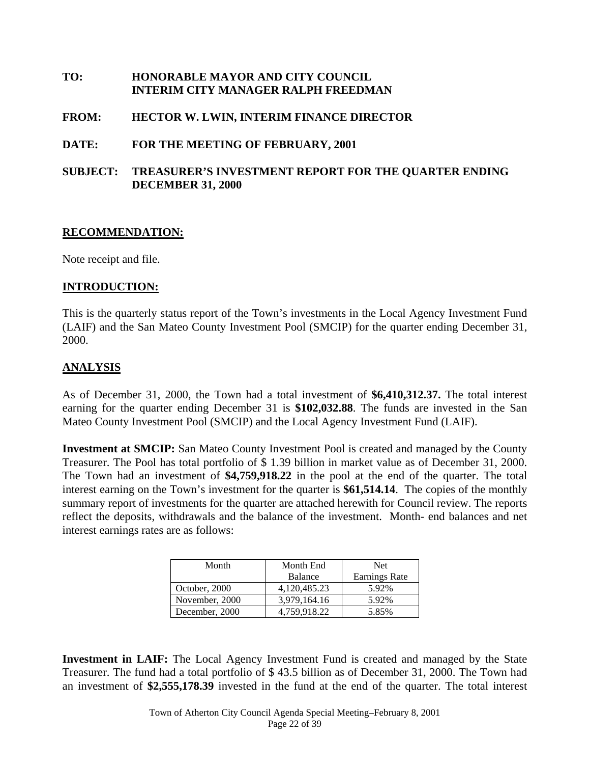**TO:** **HONORABLE MAYOR AND CITY COUNCIL**
**INTERIM CITY MANAGER RALPH FREEDMAN**

**FROM:** **HECTOR W. LWIN, INTERIM FINANCE DIRECTOR**

**DATE:** **FOR THE MEETING OF FEBRUARY, 2001**

**SUBJECT:** **TREASURER'S INVESTMENT REPORT FOR THE QUARTER ENDING DECEMBER 31, 2000**

## RECOMMENDATION:

Note receipt and file.

## INTRODUCTION:

This is the quarterly status report of the Town's investments in the Local Agency Investment Fund (LAIF) and the San Mateo County Investment Pool (SMCIP) for the quarter ending December 31, 2000.

## ANALYSIS

As of December 31, 2000, the Town had a total investment of **$6,410,312.37.** The total interest earning for the quarter ending December 31 is **$102,032.88**. The funds are invested in the San Mateo County Investment Pool (SMCIP) and the Local Agency Investment Fund (LAIF).

**Investment at SMCIP:** San Mateo County Investment Pool is created and managed by the County Treasurer. The Pool has total portfolio of $ 1.39 billion in market value as of December 31, 2000. The Town had an investment of **$4,759,918.22** in the pool at the end of the quarter. The total interest earning on the Town's investment for the quarter is **$61,514.14**. The copies of the monthly summary report of investments for the quarter are attached herewith for Council review. The reports reflect the deposits, withdrawals and the balance of the investment. Month- end balances and net interest earnings rates are as follows:

| Month | Month End Balance | Net Earnings Rate |
|---|---|---|
| October, 2000 | 4,120,485.23 | 5.92% |
| November, 2000 | 3,979,164.16 | 5.92% |
| December, 2000 | 4,759,918.22 | 5.85% |

**Investment in LAIF:** The Local Agency Investment Fund is created and managed by the State Treasurer. The fund had a total portfolio of $ 43.5 billion as of December 31, 2000. The Town had an investment of **$2,555,178.39** invested in the fund at the end of the quarter. The total interest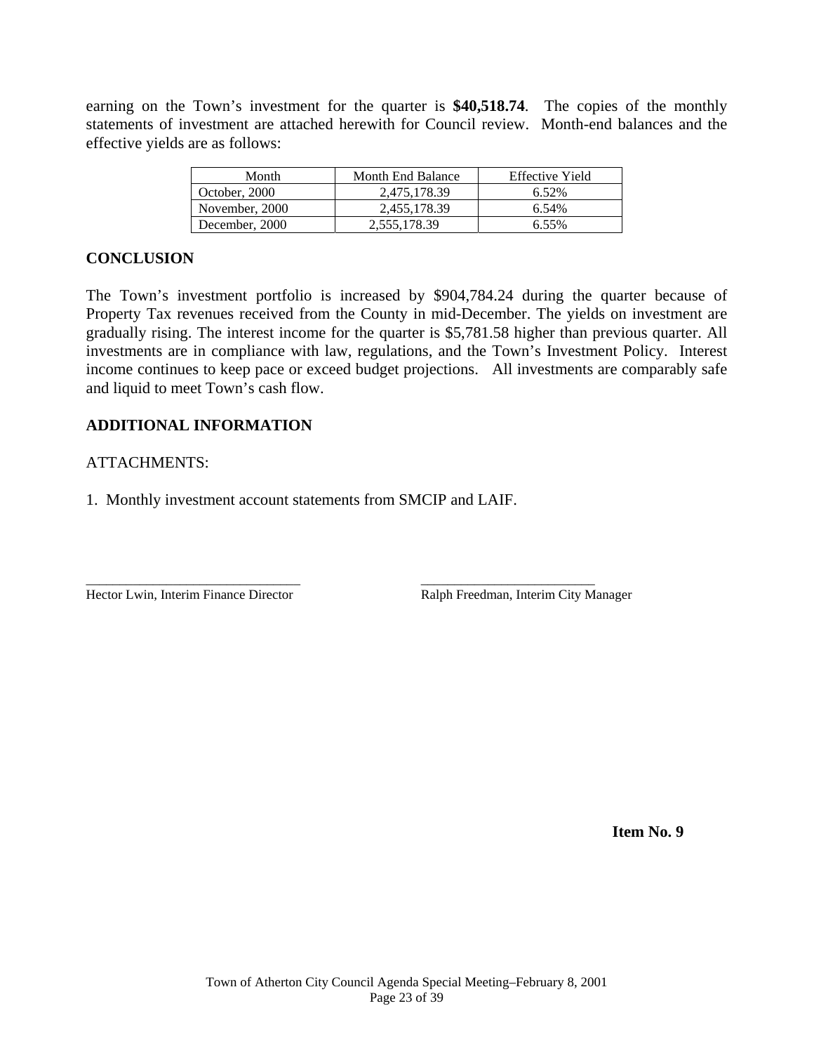earning on the Town's investment for the quarter is **$40,518.74**. The copies of the monthly statements of investment are attached herewith for Council review. Month-end balances and the effective yields are as follows:

| Month | Month End Balance | Effective Yield |
|---|---|---|
| October, 2000 | 2,475,178.39 | 6.52% |
| November, 2000 | 2,455,178.39 | 6.54% |
| December, 2000 | 2,555,178.39 | 6.55% |

**CONCLUSION**

The Town's investment portfolio is increased by $904,784.24 during the quarter because of Property Tax revenues received from the County in mid-December. The yields on investment are gradually rising. The interest income for the quarter is $5,781.58 higher than previous quarter. All investments are in compliance with law, regulations, and the Town's Investment Policy. Interest income continues to keep pace or exceed budget projections. All investments are comparably safe and liquid to meet Town's cash flow.

**ADDITIONAL INFORMATION**

ATTACHMENTS:

1. Monthly investment account statements from SMCIP and LAIF.

_______________________________ Hector Lwin, Interim Finance Director

__________________________ Ralph Freedman, Interim City Manager

**Item No. 9**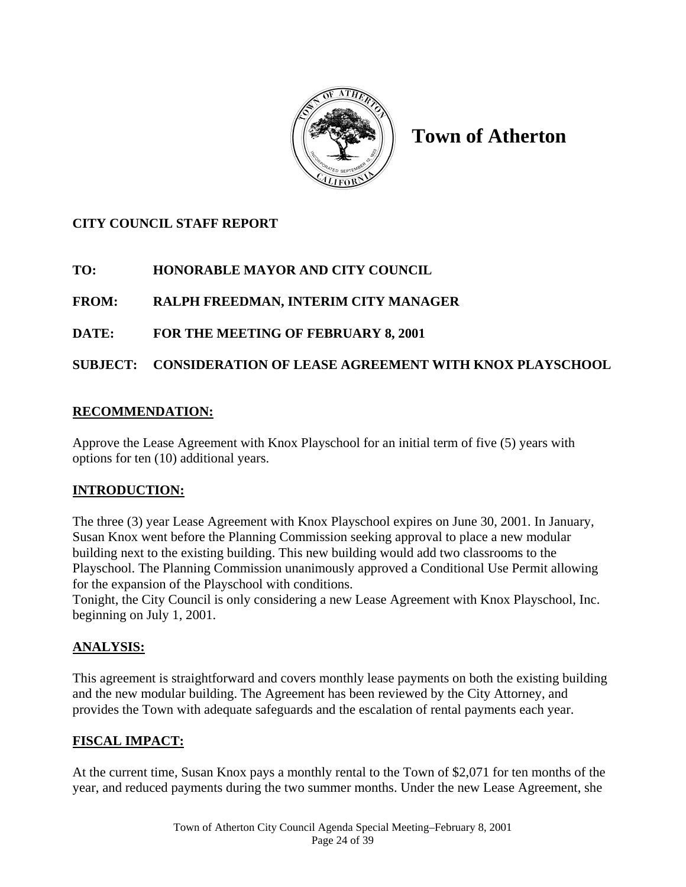# Town of Atherton

**CITY COUNCIL STAFF REPORT**

**TO:** HONORABLE MAYOR AND CITY COUNCIL

**FROM:** RALPH FREEDMAN, INTERIM CITY MANAGER

**DATE:** FOR THE MEETING OF FEBRUARY 8, 2001

**SUBJECT:** CONSIDERATION OF LEASE AGREEMENT WITH KNOX PLAYSCHOOL

## RECOMMENDATION:

Approve the Lease Agreement with Knox Playschool for an initial term of five (5) years with options for ten (10) additional years.

## INTRODUCTION:

The three (3) year Lease Agreement with Knox Playschool expires on June 30, 2001. In January, Susan Knox went before the Planning Commission seeking approval to place a new modular building next to the existing building. This new building would add two classrooms to the Playschool. The Planning Commission unanimously approved a Conditional Use Permit allowing for the expansion of the Playschool with conditions.

Tonight, the City Council is only considering a new Lease Agreement with Knox Playschool, Inc. beginning on July 1, 2001.

## ANALYSIS:

This agreement is straightforward and covers monthly lease payments on both the existing building and the new modular building. The Agreement has been reviewed by the City Attorney, and provides the Town with adequate safeguards and the escalation of rental payments each year.

## FISCAL IMPACT:

At the current time, Susan Knox pays a monthly rental to the Town of $2,071 for ten months of the year, and reduced payments during the two summer months. Under the new Lease Agreement, she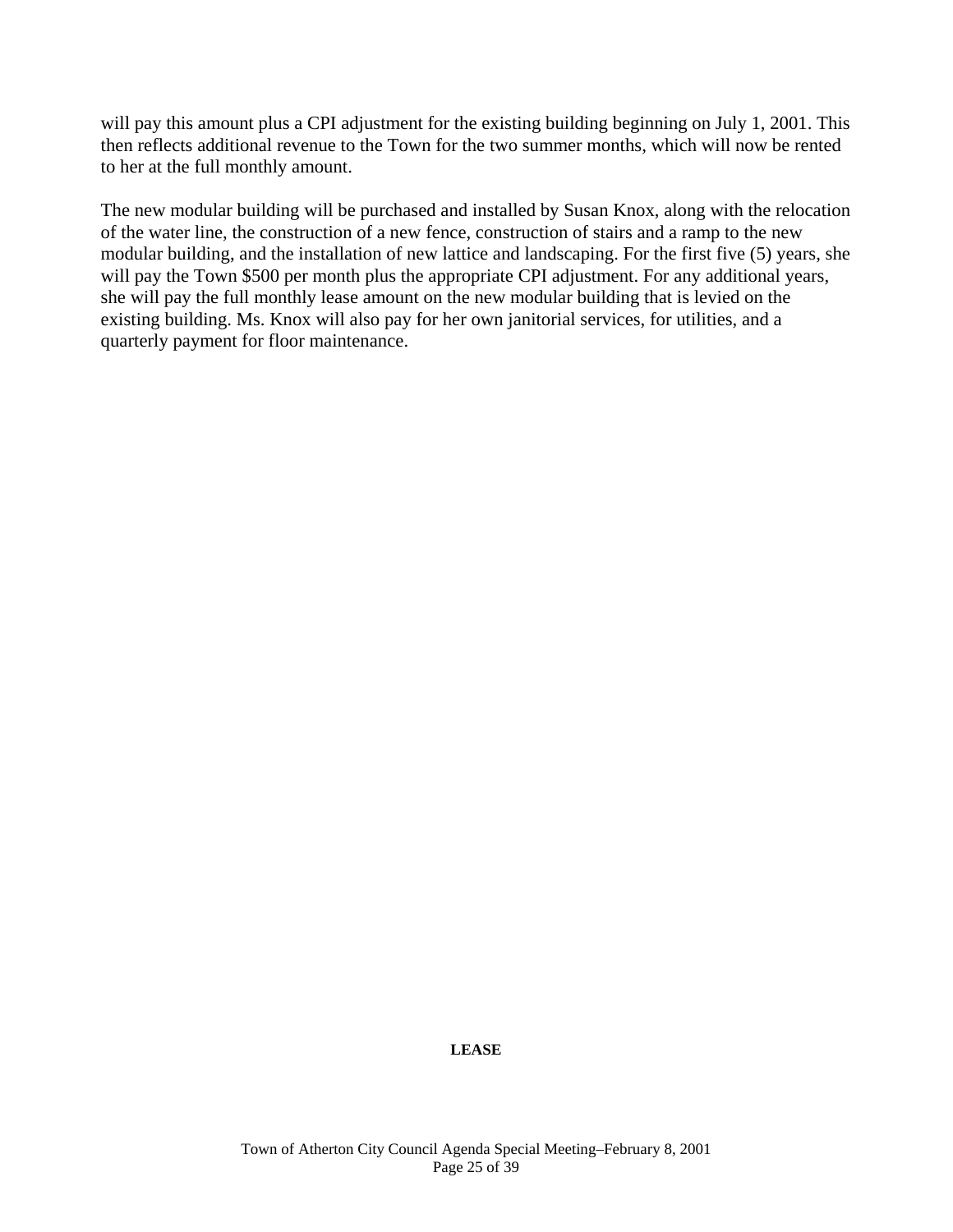will pay this amount plus a CPI adjustment for the existing building beginning on July 1, 2001. This then reflects additional revenue to the Town for the two summer months, which will now be rented to her at the full monthly amount.

The new modular building will be purchased and installed by Susan Knox, along with the relocation of the water line, the construction of a new fence, construction of stairs and a ramp to the new modular building, and the installation of new lattice and landscaping. For the first five (5) years, she will pay the Town $500 per month plus the appropriate CPI adjustment. For any additional years, she will pay the full monthly lease amount on the new modular building that is levied on the existing building. Ms. Knox will also pay for her own janitorial services, for utilities, and a quarterly payment for floor maintenance.

**LEASE**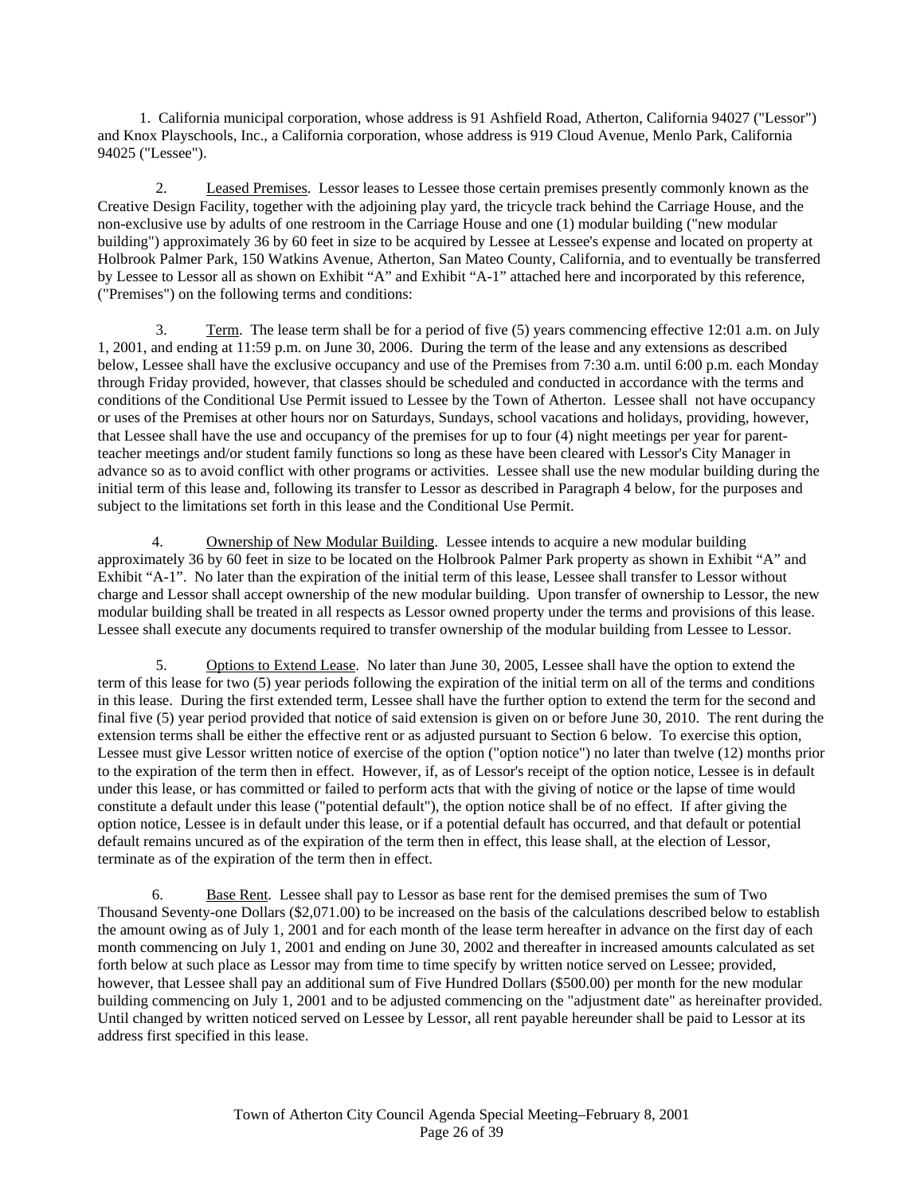1. California municipal corporation, whose address is 91 Ashfield Road, Atherton, California 94027 ("Lessor") and Knox Playschools, Inc., a California corporation, whose address is 919 Cloud Avenue, Menlo Park, California 94025 ("Lessee").

2. Leased Premises. Lessor leases to Lessee those certain premises presently commonly known as the Creative Design Facility, together with the adjoining play yard, the tricycle track behind the Carriage House, and the non-exclusive use by adults of one restroom in the Carriage House and one (1) modular building ("new modular building") approximately 36 by 60 feet in size to be acquired by Lessee at Lessee's expense and located on property at Holbrook Palmer Park, 150 Watkins Avenue, Atherton, San Mateo County, California, and to eventually be transferred by Lessee to Lessor all as shown on Exhibit "A" and Exhibit "A-1" attached here and incorporated by this reference, ("Premises") on the following terms and conditions:

3. Term. The lease term shall be for a period of five (5) years commencing effective 12:01 a.m. on July 1, 2001, and ending at 11:59 p.m. on June 30, 2006. During the term of the lease and any extensions as described below, Lessee shall have the exclusive occupancy and use of the Premises from 7:30 a.m. until 6:00 p.m. each Monday through Friday provided, however, that classes should be scheduled and conducted in accordance with the terms and conditions of the Conditional Use Permit issued to Lessee by the Town of Atherton. Lessee shall not have occupancy or uses of the Premises at other hours nor on Saturdays, Sundays, school vacations and holidays, providing, however, that Lessee shall have the use and occupancy of the premises for up to four (4) night meetings per year for parent-teacher meetings and/or student family functions so long as these have been cleared with Lessor's City Manager in advance so as to avoid conflict with other programs or activities. Lessee shall use the new modular building during the initial term of this lease and, following its transfer to Lessor as described in Paragraph 4 below, for the purposes and subject to the limitations set forth in this lease and the Conditional Use Permit.

4. Ownership of New Modular Building. Lessee intends to acquire a new modular building approximately 36 by 60 feet in size to be located on the Holbrook Palmer Park property as shown in Exhibit "A" and Exhibit "A-1". No later than the expiration of the initial term of this lease, Lessee shall transfer to Lessor without charge and Lessor shall accept ownership of the new modular building. Upon transfer of ownership to Lessor, the new modular building shall be treated in all respects as Lessor owned property under the terms and provisions of this lease. Lessee shall execute any documents required to transfer ownership of the modular building from Lessee to Lessor.

5. Options to Extend Lease. No later than June 30, 2005, Lessee shall have the option to extend the term of this lease for two (5) year periods following the expiration of the initial term on all of the terms and conditions in this lease. During the first extended term, Lessee shall have the further option to extend the term for the second and final five (5) year period provided that notice of said extension is given on or before June 30, 2010. The rent during the extension terms shall be either the effective rent or as adjusted pursuant to Section 6 below. To exercise this option, Lessee must give Lessor written notice of exercise of the option ("option notice") no later than twelve (12) months prior to the expiration of the term then in effect. However, if, as of Lessor's receipt of the option notice, Lessee is in default under this lease, or has committed or failed to perform acts that with the giving of notice or the lapse of time would constitute a default under this lease ("potential default"), the option notice shall be of no effect. If after giving the option notice, Lessee is in default under this lease, or if a potential default has occurred, and that default or potential default remains uncured as of the expiration of the term then in effect, this lease shall, at the election of Lessor, terminate as of the expiration of the term then in effect.

6. Base Rent. Lessee shall pay to Lessor as base rent for the demised premises the sum of Two Thousand Seventy-one Dollars ($2,071.00) to be increased on the basis of the calculations described below to establish the amount owing as of July 1, 2001 and for each month of the lease term hereafter in advance on the first day of each month commencing on July 1, 2001 and ending on June 30, 2002 and thereafter in increased amounts calculated as set forth below at such place as Lessor may from time to time specify by written notice served on Lessee; provided, however, that Lessee shall pay an additional sum of Five Hundred Dollars ($500.00) per month for the new modular building commencing on July 1, 2001 and to be adjusted commencing on the "adjustment date" as hereinafter provided. Until changed by written noticed served on Lessee by Lessor, all rent payable hereunder shall be paid to Lessor at its address first specified in this lease.

Town of Atherton City Council Agenda Special Meeting–February 8, 2001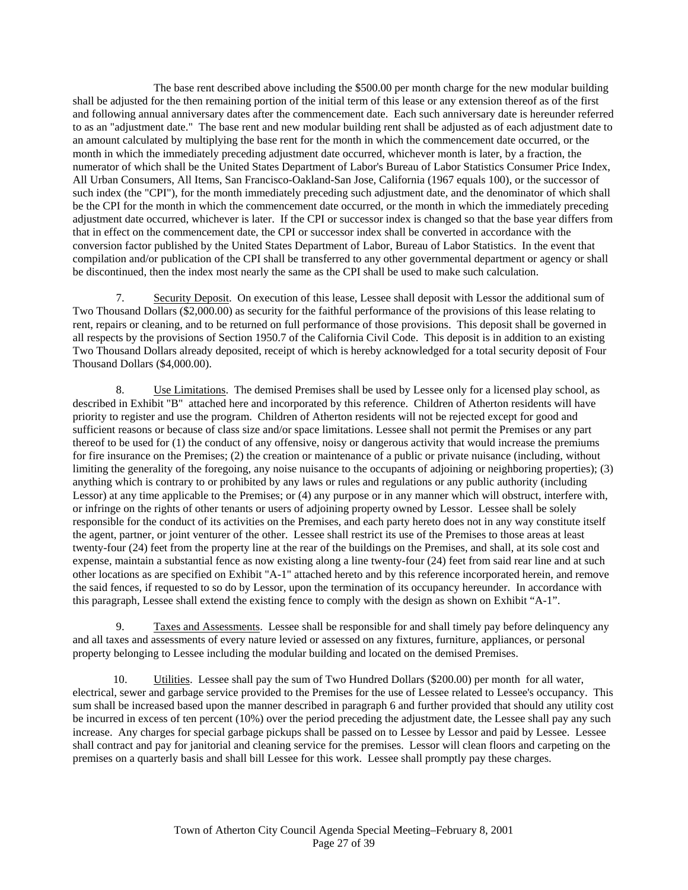The base rent described above including the $500.00 per month charge for the new modular building shall be adjusted for the then remaining portion of the initial term of this lease or any extension thereof as of the first and following annual anniversary dates after the commencement date. Each such anniversary date is hereunder referred to as an "adjustment date." The base rent and new modular building rent shall be adjusted as of each adjustment date to an amount calculated by multiplying the base rent for the month in which the commencement date occurred, or the month in which the immediately preceding adjustment date occurred, whichever month is later, by a fraction, the numerator of which shall be the United States Department of Labor's Bureau of Labor Statistics Consumer Price Index, All Urban Consumers, All Items, San Francisco-Oakland-San Jose, California (1967 equals 100), or the successor of such index (the "CPI"), for the month immediately preceding such adjustment date, and the denominator of which shall be the CPI for the month in which the commencement date occurred, or the month in which the immediately preceding adjustment date occurred, whichever is later. If the CPI or successor index is changed so that the base year differs from that in effect on the commencement date, the CPI or successor index shall be converted in accordance with the conversion factor published by the United States Department of Labor, Bureau of Labor Statistics. In the event that compilation and/or publication of the CPI shall be transferred to any other governmental department or agency or shall be discontinued, then the index most nearly the same as the CPI shall be used to make such calculation.

7. Security Deposit. On execution of this lease, Lessee shall deposit with Lessor the additional sum of Two Thousand Dollars ($2,000.00) as security for the faithful performance of the provisions of this lease relating to rent, repairs or cleaning, and to be returned on full performance of those provisions. This deposit shall be governed in all respects by the provisions of Section 1950.7 of the California Civil Code. This deposit is in addition to an existing Two Thousand Dollars already deposited, receipt of which is hereby acknowledged for a total security deposit of Four Thousand Dollars ($4,000.00).

8. Use Limitations. The demised Premises shall be used by Lessee only for a licensed play school, as described in Exhibit "B" attached here and incorporated by this reference. Children of Atherton residents will have priority to register and use the program. Children of Atherton residents will not be rejected except for good and sufficient reasons or because of class size and/or space limitations. Lessee shall not permit the Premises or any part thereof to be used for (1) the conduct of any offensive, noisy or dangerous activity that would increase the premiums for fire insurance on the Premises; (2) the creation or maintenance of a public or private nuisance (including, without limiting the generality of the foregoing, any noise nuisance to the occupants of adjoining or neighboring properties); (3) anything which is contrary to or prohibited by any laws or rules and regulations or any public authority (including Lessor) at any time applicable to the Premises; or (4) any purpose or in any manner which will obstruct, interfere with, or infringe on the rights of other tenants or users of adjoining property owned by Lessor. Lessee shall be solely responsible for the conduct of its activities on the Premises, and each party hereto does not in any way constitute itself the agent, partner, or joint venturer of the other. Lessee shall restrict its use of the Premises to those areas at least twenty-four (24) feet from the property line at the rear of the buildings on the Premises, and shall, at its sole cost and expense, maintain a substantial fence as now existing along a line twenty-four (24) feet from said rear line and at such other locations as are specified on Exhibit "A-1" attached hereto and by this reference incorporated herein, and remove the said fences, if requested to so do by Lessor, upon the termination of its occupancy hereunder. In accordance with this paragraph, Lessee shall extend the existing fence to comply with the design as shown on Exhibit "A-1".

9. Taxes and Assessments. Lessee shall be responsible for and shall timely pay before delinquency any and all taxes and assessments of every nature levied or assessed on any fixtures, furniture, appliances, or personal property belonging to Lessee including the modular building and located on the demised Premises.

10. Utilities. Lessee shall pay the sum of Two Hundred Dollars ($200.00) per month for all water, electrical, sewer and garbage service provided to the Premises for the use of Lessee related to Lessee's occupancy. This sum shall be increased based upon the manner described in paragraph 6 and further provided that should any utility cost be incurred in excess of ten percent (10%) over the period preceding the adjustment date, the Lessee shall pay any such increase. Any charges for special garbage pickups shall be passed on to Lessee by Lessor and paid by Lessee. Lessee shall contract and pay for janitorial and cleaning service for the premises. Lessor will clean floors and carpeting on the premises on a quarterly basis and shall bill Lessee for this work. Lessee shall promptly pay these charges.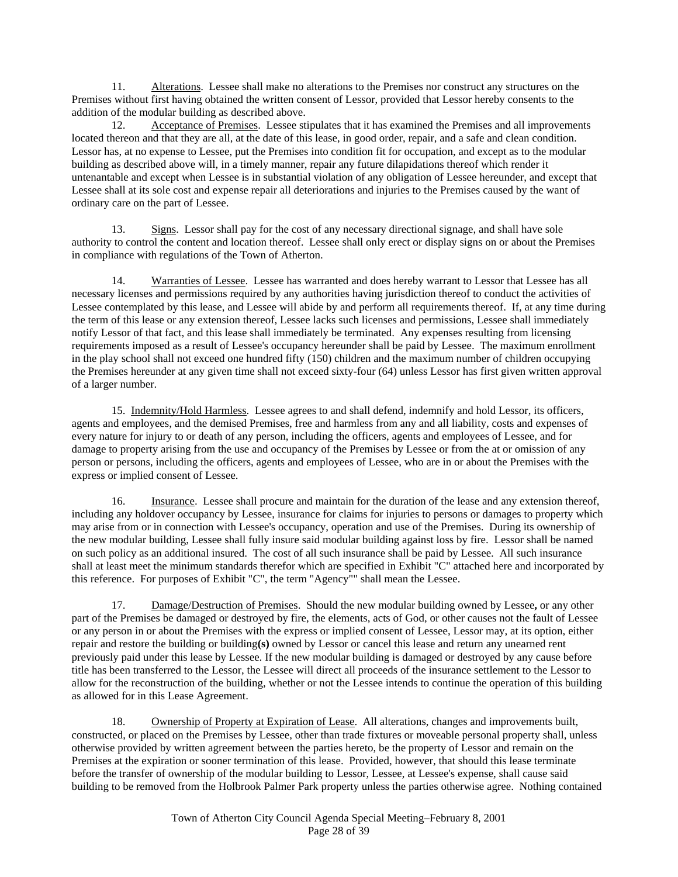11. Alterations. Lessee shall make no alterations to the Premises nor construct any structures on the Premises without first having obtained the written consent of Lessor, provided that Lessor hereby consents to the addition of the modular building as described above.

12. Acceptance of Premises. Lessee stipulates that it has examined the Premises and all improvements located thereon and that they are all, at the date of this lease, in good order, repair, and a safe and clean condition. Lessor has, at no expense to Lessee, put the Premises into condition fit for occupation, and except as to the modular building as described above will, in a timely manner, repair any future dilapidations thereof which render it untenantable and except when Lessee is in substantial violation of any obligation of Lessee hereunder, and except that Lessee shall at its sole cost and expense repair all deteriorations and injuries to the Premises caused by the want of ordinary care on the part of Lessee.

13. Signs. Lessor shall pay for the cost of any necessary directional signage, and shall have sole authority to control the content and location thereof. Lessee shall only erect or display signs on or about the Premises in compliance with regulations of the Town of Atherton.

14. Warranties of Lessee. Lessee has warranted and does hereby warrant to Lessor that Lessee has all necessary licenses and permissions required by any authorities having jurisdiction thereof to conduct the activities of Lessee contemplated by this lease, and Lessee will abide by and perform all requirements thereof. If, at any time during the term of this lease or any extension thereof, Lessee lacks such licenses and permissions, Lessee shall immediately notify Lessor of that fact, and this lease shall immediately be terminated. Any expenses resulting from licensing requirements imposed as a result of Lessee's occupancy hereunder shall be paid by Lessee. The maximum enrollment in the play school shall not exceed one hundred fifty (150) children and the maximum number of children occupying the Premises hereunder at any given time shall not exceed sixty-four (64) unless Lessor has first given written approval of a larger number.

15. Indemnity/Hold Harmless. Lessee agrees to and shall defend, indemnify and hold Lessor, its officers, agents and employees, and the demised Premises, free and harmless from any and all liability, costs and expenses of every nature for injury to or death of any person, including the officers, agents and employees of Lessee, and for damage to property arising from the use and occupancy of the Premises by Lessee or from the at or omission of any person or persons, including the officers, agents and employees of Lessee, who are in or about the Premises with the express or implied consent of Lessee.

16. Insurance. Lessee shall procure and maintain for the duration of the lease and any extension thereof, including any holdover occupancy by Lessee, insurance for claims for injuries to persons or damages to property which may arise from or in connection with Lessee's occupancy, operation and use of the Premises. During its ownership of the new modular building, Lessee shall fully insure said modular building against loss by fire. Lessor shall be named on such policy as an additional insured. The cost of all such insurance shall be paid by Lessee. All such insurance shall at least meet the minimum standards therefor which are specified in Exhibit "C" attached here and incorporated by this reference. For purposes of Exhibit "C", the term "Agency"" shall mean the Lessee.

17. Damage/Destruction of Premises. Should the new modular building owned by Lessee**,** or any other part of the Premises be damaged or destroyed by fire, the elements, acts of God, or other causes not the fault of Lessee or any person in or about the Premises with the express or implied consent of Lessee, Lessor may, at its option, either repair and restore the building or building**(s)** owned by Lessor or cancel this lease and return any unearned rent previously paid under this lease by Lessee. If the new modular building is damaged or destroyed by any cause before title has been transferred to the Lessor, the Lessee will direct all proceeds of the insurance settlement to the Lessor to allow for the reconstruction of the building, whether or not the Lessee intends to continue the operation of this building as allowed for in this Lease Agreement.

18. Ownership of Property at Expiration of Lease. All alterations, changes and improvements built, constructed, or placed on the Premises by Lessee, other than trade fixtures or moveable personal property shall, unless otherwise provided by written agreement between the parties hereto, be the property of Lessor and remain on the Premises at the expiration or sooner termination of this lease. Provided, however, that should this lease terminate before the transfer of ownership of the modular building to Lessor, Lessee, at Lessee's expense, shall cause said building to be removed from the Holbrook Palmer Park property unless the parties otherwise agree. Nothing contained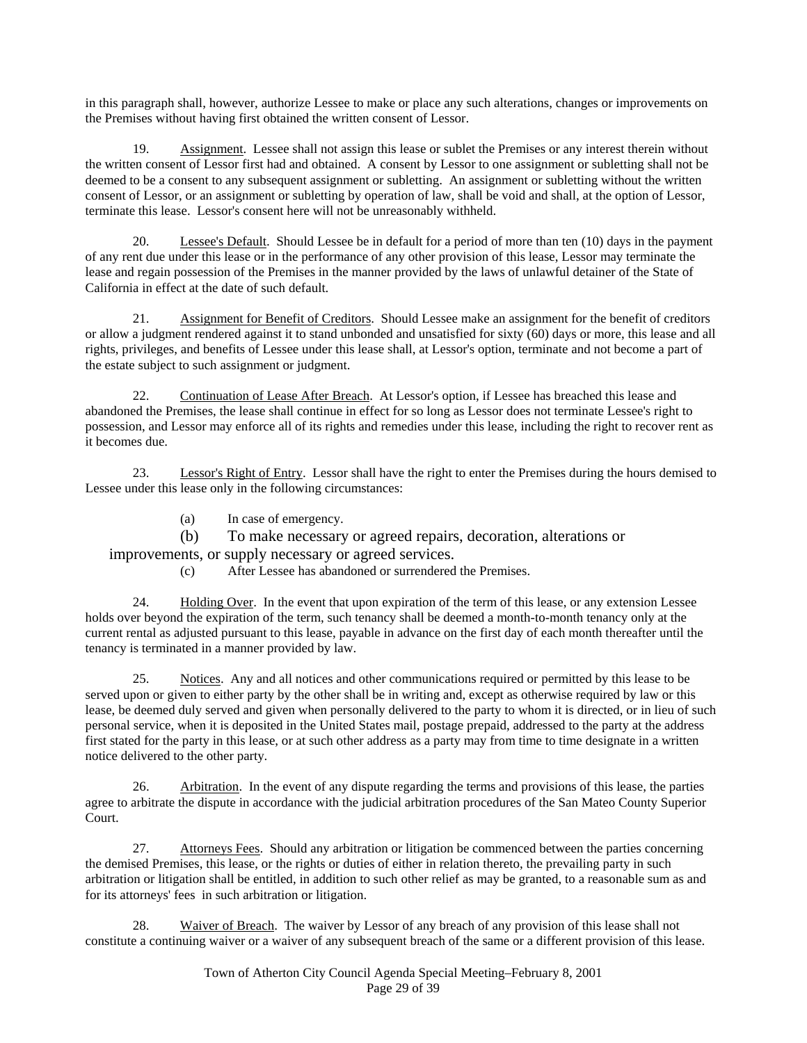in this paragraph shall, however, authorize Lessee to make or place any such alterations, changes or improvements on the Premises without having first obtained the written consent of Lessor.

19. Assignment. Lessee shall not assign this lease or sublet the Premises or any interest therein without the written consent of Lessor first had and obtained. A consent by Lessor to one assignment or subletting shall not be deemed to be a consent to any subsequent assignment or subletting. An assignment or subletting without the written consent of Lessor, or an assignment or subletting by operation of law, shall be void and shall, at the option of Lessor, terminate this lease. Lessor's consent here will not be unreasonably withheld.

20. Lessee's Default. Should Lessee be in default for a period of more than ten (10) days in the payment of any rent due under this lease or in the performance of any other provision of this lease, Lessor may terminate the lease and regain possession of the Premises in the manner provided by the laws of unlawful detainer of the State of California in effect at the date of such default.

21. Assignment for Benefit of Creditors. Should Lessee make an assignment for the benefit of creditors or allow a judgment rendered against it to stand unbonded and unsatisfied for sixty (60) days or more, this lease and all rights, privileges, and benefits of Lessee under this lease shall, at Lessor's option, terminate and not become a part of the estate subject to such assignment or judgment.

22. Continuation of Lease After Breach. At Lessor's option, if Lessee has breached this lease and abandoned the Premises, the lease shall continue in effect for so long as Lessor does not terminate Lessee's right to possession, and Lessor may enforce all of its rights and remedies under this lease, including the right to recover rent as it becomes due.

23. Lessor's Right of Entry. Lessor shall have the right to enter the Premises during the hours demised to Lessee under this lease only in the following circumstances:

(a) In case of emergency.

(b) To make necessary or agreed repairs, decoration, alterations or improvements, or supply necessary or agreed services.

(c) After Lessee has abandoned or surrendered the Premises.

24. Holding Over. In the event that upon expiration of the term of this lease, or any extension Lessee holds over beyond the expiration of the term, such tenancy shall be deemed a month-to-month tenancy only at the current rental as adjusted pursuant to this lease, payable in advance on the first day of each month thereafter until the tenancy is terminated in a manner provided by law.

25. Notices. Any and all notices and other communications required or permitted by this lease to be served upon or given to either party by the other shall be in writing and, except as otherwise required by law or this lease, be deemed duly served and given when personally delivered to the party to whom it is directed, or in lieu of such personal service, when it is deposited in the United States mail, postage prepaid, addressed to the party at the address first stated for the party in this lease, or at such other address as a party may from time to time designate in a written notice delivered to the other party.

26. Arbitration. In the event of any dispute regarding the terms and provisions of this lease, the parties agree to arbitrate the dispute in accordance with the judicial arbitration procedures of the San Mateo County Superior Court.

27. Attorneys Fees. Should any arbitration or litigation be commenced between the parties concerning the demised Premises, this lease, or the rights or duties of either in relation thereto, the prevailing party in such arbitration or litigation shall be entitled, in addition to such other relief as may be granted, to a reasonable sum as and for its attorneys' fees in such arbitration or litigation.

28. Waiver of Breach. The waiver by Lessor of any breach of any provision of this lease shall not constitute a continuing waiver or a waiver of any subsequent breach of the same or a different provision of this lease.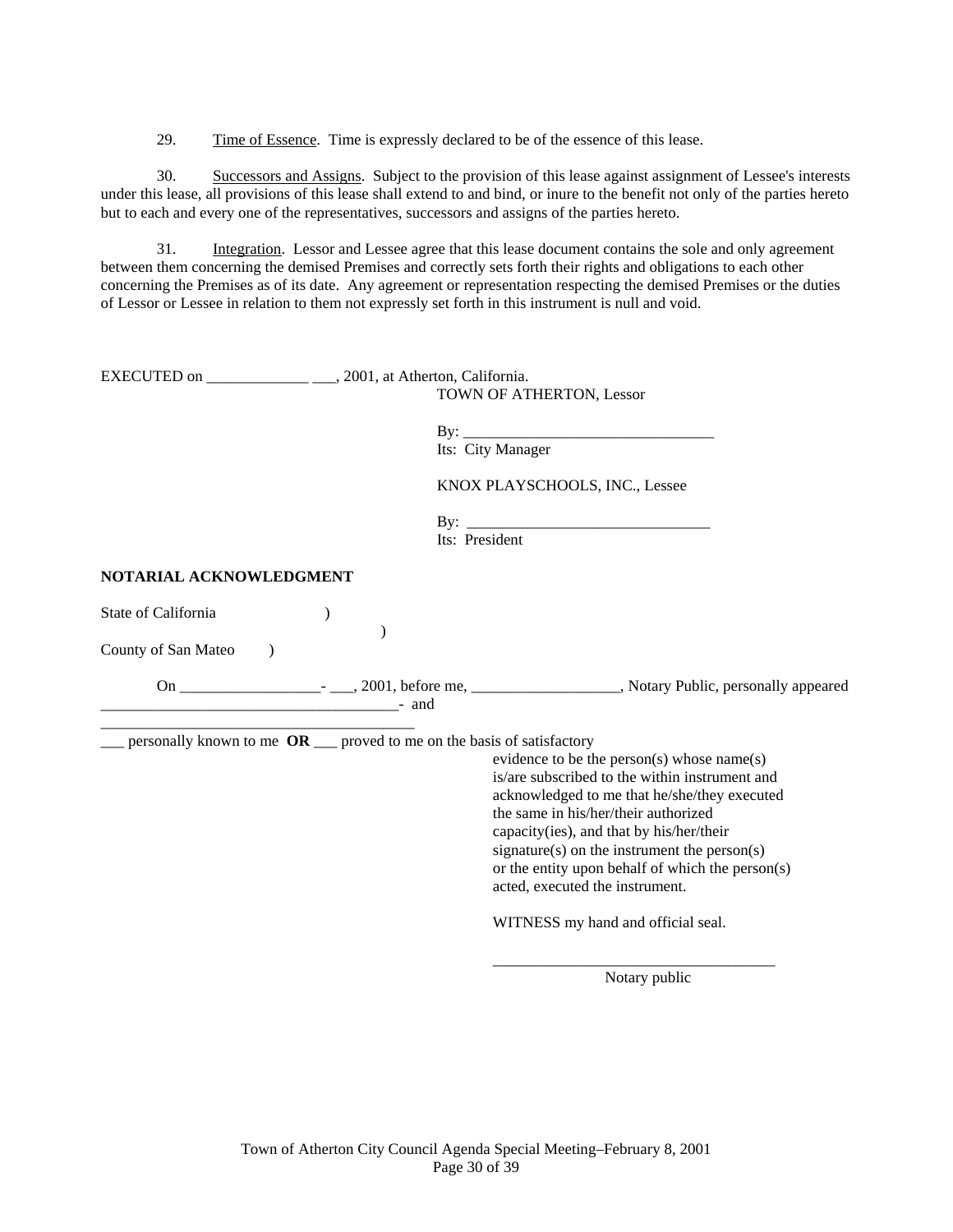29. Time of Essence. Time is expressly declared to be of the essence of this lease.

30. Successors and Assigns. Subject to the provision of this lease against assignment of Lessee's interests under this lease, all provisions of this lease shall extend to and bind, or inure to the benefit not only of the parties hereto but to each and every one of the representatives, successors and assigns of the parties hereto.

31. Integration. Lessor and Lessee agree that this lease document contains the sole and only agreement between them concerning the demised Premises and correctly sets forth their rights and obligations to each other concerning the Premises as of its date. Any agreement or representation respecting the demised Premises or the duties of Lessor or Lessee in relation to them not expressly set forth in this instrument is null and void.

EXECUTED on _____________ ___, 2001, at Atherton, California.

TOWN OF ATHERTON, Lessor

By: ________________________________
Its: City Manager

KNOX PLAYSCHOOLS, INC., Lessee

By: _______________________________
Its: President

**NOTARIAL ACKNOWLEDGMENT**

State of California )
)
County of San Mateo )

On _________________- ___, 2001, before me, __________________, Notary Public, personally appeared _____________________________________- and _______________________________________

___ personally known to me **OR** ___ proved to me on the basis of satisfactory evidence to be the person(s) whose name(s) is/are subscribed to the within instrument and acknowledged to me that he/she/they executed the same in his/her/their authorized capacity(ies), and that by his/her/their signature(s) on the instrument the person(s) or the entity upon behalf of which the person(s) acted, executed the instrument.

WITNESS my hand and official seal.

___________________________________
Notary public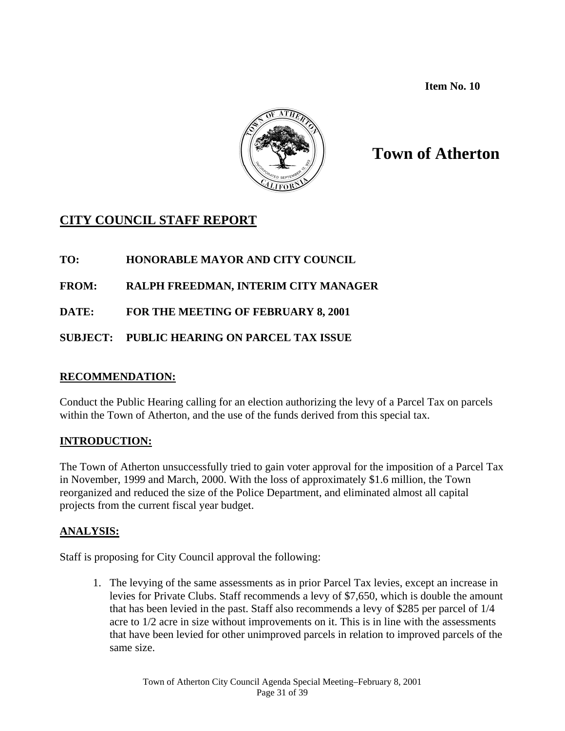**Item No. 10**

# Town of Atherton

## CITY COUNCIL STAFF REPORT

**TO:** HONORABLE MAYOR AND CITY COUNCIL

**FROM:** RALPH FREEDMAN, INTERIM CITY MANAGER

**DATE:** FOR THE MEETING OF FEBRUARY 8, 2001

**SUBJECT:** PUBLIC HEARING ON PARCEL TAX ISSUE

### RECOMMENDATION:

Conduct the Public Hearing calling for an election authorizing the levy of a Parcel Tax on parcels within the Town of Atherton, and the use of the funds derived from this special tax.

### INTRODUCTION:

The Town of Atherton unsuccessfully tried to gain voter approval for the imposition of a Parcel Tax in November, 1999 and March, 2000. With the loss of approximately $1.6 million, the Town reorganized and reduced the size of the Police Department, and eliminated almost all capital projects from the current fiscal year budget.

### ANALYSIS:

Staff is proposing for City Council approval the following:

1. The levying of the same assessments as in prior Parcel Tax levies, except an increase in levies for Private Clubs. Staff recommends a levy of $7,650, which is double the amount that has been levied in the past. Staff also recommends a levy of $285 per parcel of 1/4 acre to 1/2 acre in size without improvements on it. This is in line with the assessments that have been levied for other unimproved parcels in relation to improved parcels of the same size.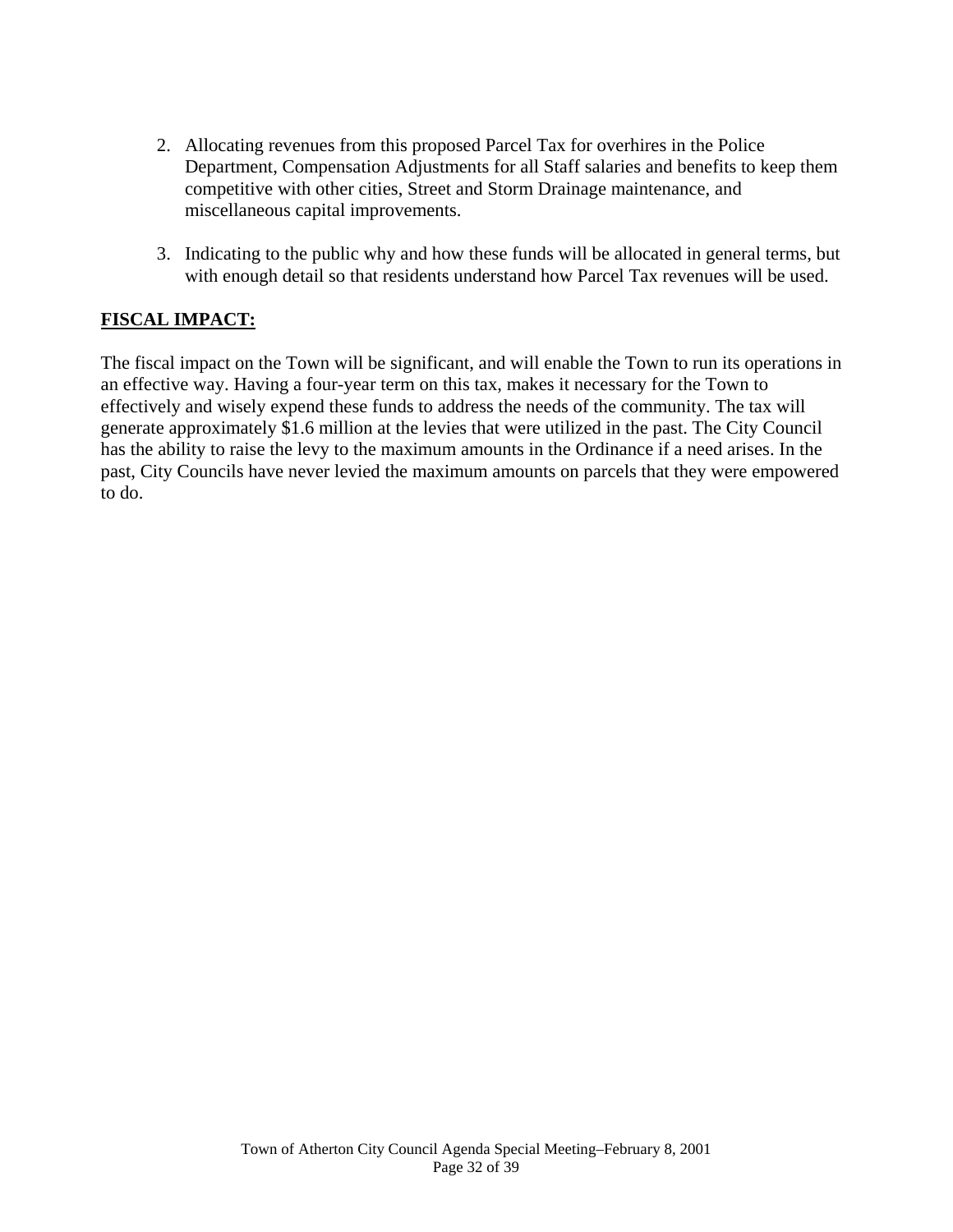2. Allocating revenues from this proposed Parcel Tax for overhires in the Police Department, Compensation Adjustments for all Staff salaries and benefits to keep them competitive with other cities, Street and Storm Drainage maintenance, and miscellaneous capital improvements.

3. Indicating to the public why and how these funds will be allocated in general terms, but with enough detail so that residents understand how Parcel Tax revenues will be used.

## FISCAL IMPACT:

The fiscal impact on the Town will be significant, and will enable the Town to run its operations in an effective way. Having a four-year term on this tax, makes it necessary for the Town to effectively and wisely expend these funds to address the needs of the community. The tax will generate approximately $1.6 million at the levies that were utilized in the past. The City Council has the ability to raise the levy to the maximum amounts in the Ordinance if a need arises. In the past, City Councils have never levied the maximum amounts on parcels that they were empowered to do.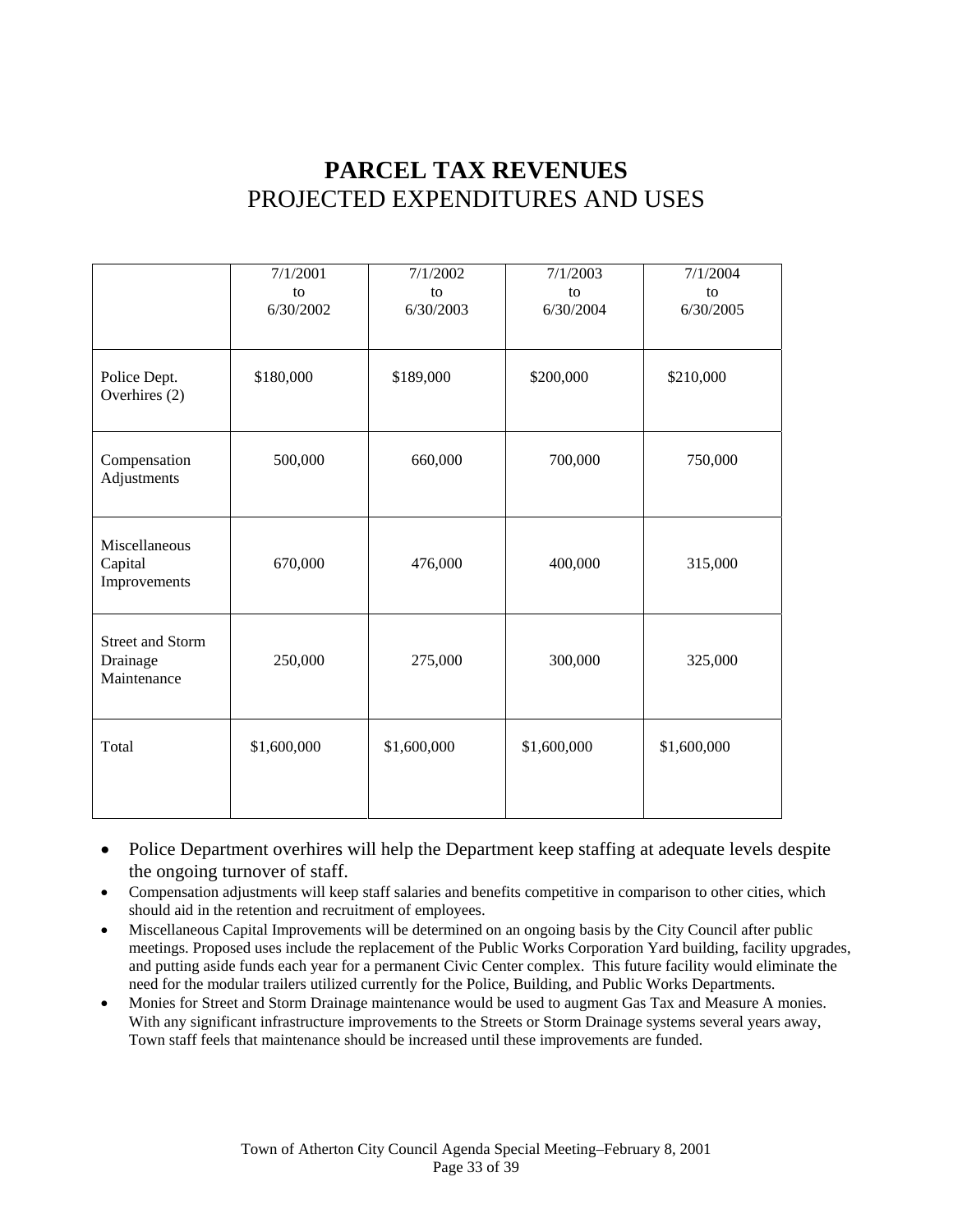# PARCEL TAX REVENUES
## PROJECTED EXPENDITURES AND USES

| | 7/1/2001 to 6/30/2002 | 7/1/2002 to 6/30/2003 | 7/1/2003 to 6/30/2004 | 7/1/2004 to 6/30/2005 |
|---|---|---|---|---|
| Police Dept. Overhires (2) | $180,000 | $189,000 | $200,000 | $210,000 |
| Compensation Adjustments | 500,000 | 660,000 | 700,000 | 750,000 |
| Miscellaneous Capital Improvements | 670,000 | 476,000 | 400,000 | 315,000 |
| Street and Storm Drainage Maintenance | 250,000 | 275,000 | 300,000 | 325,000 |
| Total | $1,600,000 | $1,600,000 | $1,600,000 | $1,600,000 |

- Police Department overhires will help the Department keep staffing at adequate levels despite the ongoing turnover of staff.
- Compensation adjustments will keep staff salaries and benefits competitive in comparison to other cities, which should aid in the retention and recruitment of employees.
- Miscellaneous Capital Improvements will be determined on an ongoing basis by the City Council after public meetings. Proposed uses include the replacement of the Public Works Corporation Yard building, facility upgrades, and putting aside funds each year for a permanent Civic Center complex. This future facility would eliminate the need for the modular trailers utilized currently for the Police, Building, and Public Works Departments.
- Monies for Street and Storm Drainage maintenance would be used to augment Gas Tax and Measure A monies. With any significant infrastructure improvements to the Streets or Storm Drainage systems several years away, Town staff feels that maintenance should be increased until these improvements are funded.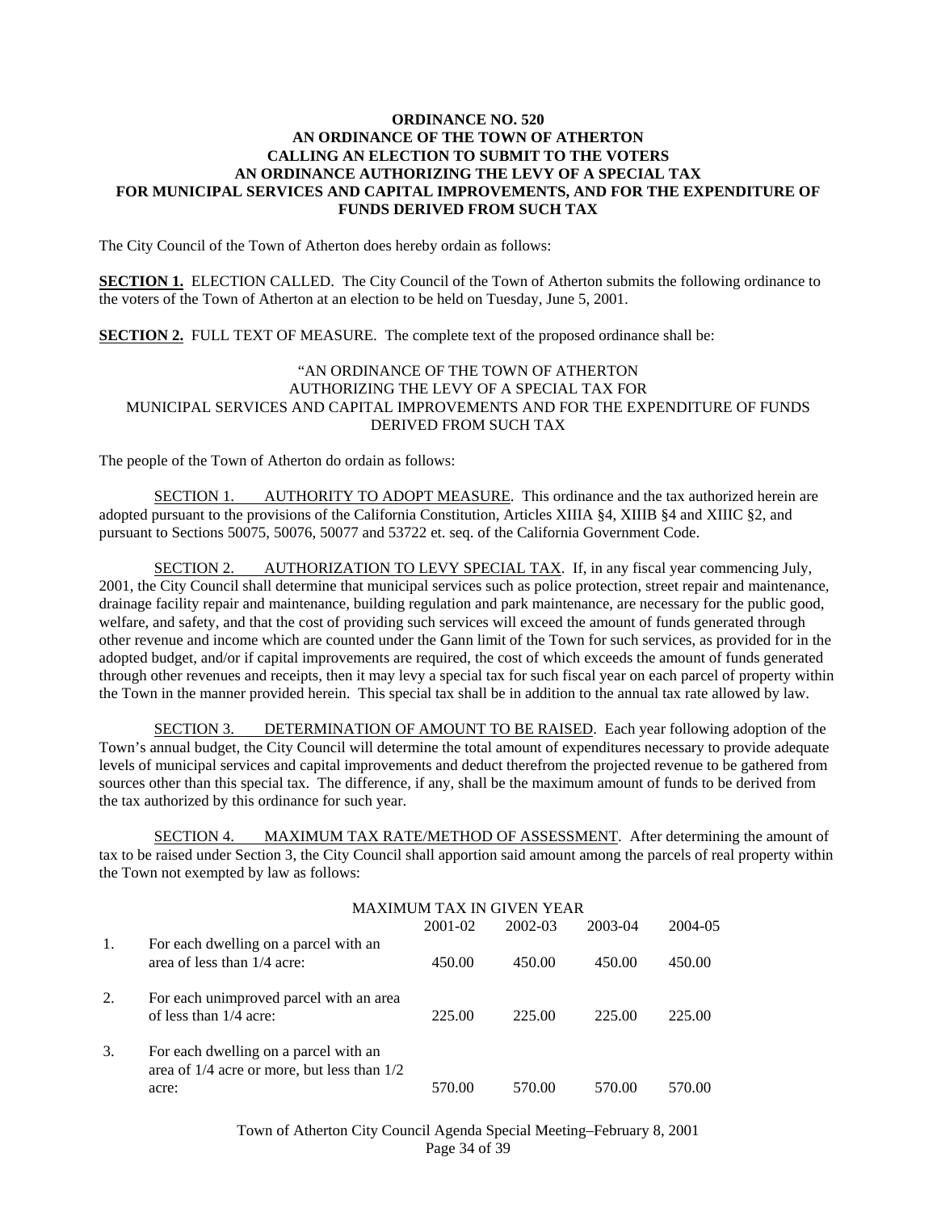**ORDINANCE NO. 520**
**AN ORDINANCE OF THE TOWN OF ATHERTON**
**CALLING AN ELECTION TO SUBMIT TO THE VOTERS**
**AN ORDINANCE AUTHORIZING THE LEVY OF A SPECIAL TAX**
**FOR MUNICIPAL SERVICES AND CAPITAL IMPROVEMENTS, AND FOR THE EXPENDITURE OF FUNDS DERIVED FROM SUCH TAX**

The City Council of the Town of Atherton does hereby ordain as follows:

**SECTION 1.** ELECTION CALLED. The City Council of the Town of Atherton submits the following ordinance to the voters of the Town of Atherton at an election to be held on Tuesday, June 5, 2001.

**SECTION 2.** FULL TEXT OF MEASURE. The complete text of the proposed ordinance shall be:

"AN ORDINANCE OF THE TOWN OF ATHERTON
AUTHORIZING THE LEVY OF A SPECIAL TAX FOR
MUNICIPAL SERVICES AND CAPITAL IMPROVEMENTS AND FOR THE EXPENDITURE OF FUNDS DERIVED FROM SUCH TAX

The people of the Town of Atherton do ordain as follows:

SECTION 1. AUTHORITY TO ADOPT MEASURE. This ordinance and the tax authorized herein are adopted pursuant to the provisions of the California Constitution, Articles XIIIA §4, XIIIB §4 and XIIIC §2, and pursuant to Sections 50075, 50076, 50077 and 53722 et. seq. of the California Government Code.

SECTION 2. AUTHORIZATION TO LEVY SPECIAL TAX. If, in any fiscal year commencing July, 2001, the City Council shall determine that municipal services such as police protection, street repair and maintenance, drainage facility repair and maintenance, building regulation and park maintenance, are necessary for the public good, welfare, and safety, and that the cost of providing such services will exceed the amount of funds generated through other revenue and income which are counted under the Gann limit of the Town for such services, as provided for in the adopted budget, and/or if capital improvements are required, the cost of which exceeds the amount of funds generated through other revenues and receipts, then it may levy a special tax for such fiscal year on each parcel of property within the Town in the manner provided herein. This special tax shall be in addition to the annual tax rate allowed by law.

SECTION 3. DETERMINATION OF AMOUNT TO BE RAISED. Each year following adoption of the Town's annual budget, the City Council will determine the total amount of expenditures necessary to provide adequate levels of municipal services and capital improvements and deduct therefrom the projected revenue to be gathered from sources other than this special tax. The difference, if any, shall be the maximum amount of funds to be derived from the tax authorized by this ordinance for such year.

SECTION 4. MAXIMUM TAX RATE/METHOD OF ASSESSMENT. After determining the amount of tax to be raised under Section 3, the City Council shall apportion said amount among the parcels of real property within the Town not exempted by law as follows:

| | | MAXIMUM TAX IN GIVEN YEAR | | | |
|---|---|---|---|---|---|
| | | 2001-02 | 2002-03 | 2003-04 | 2004-05 |
| 1. | For each dwelling on a parcel with an area of less than 1/4 acre: | 450.00 | 450.00 | 450.00 | 450.00 |
| 2. | For each unimproved parcel with an area of less than 1/4 acre: | 225.00 | 225.00 | 225.00 | 225.00 |
| 3. | For each dwelling on a parcel with an area of 1/4 acre or more, but less than 1/2 acre: | 570.00 | 570.00 | 570.00 | 570.00 |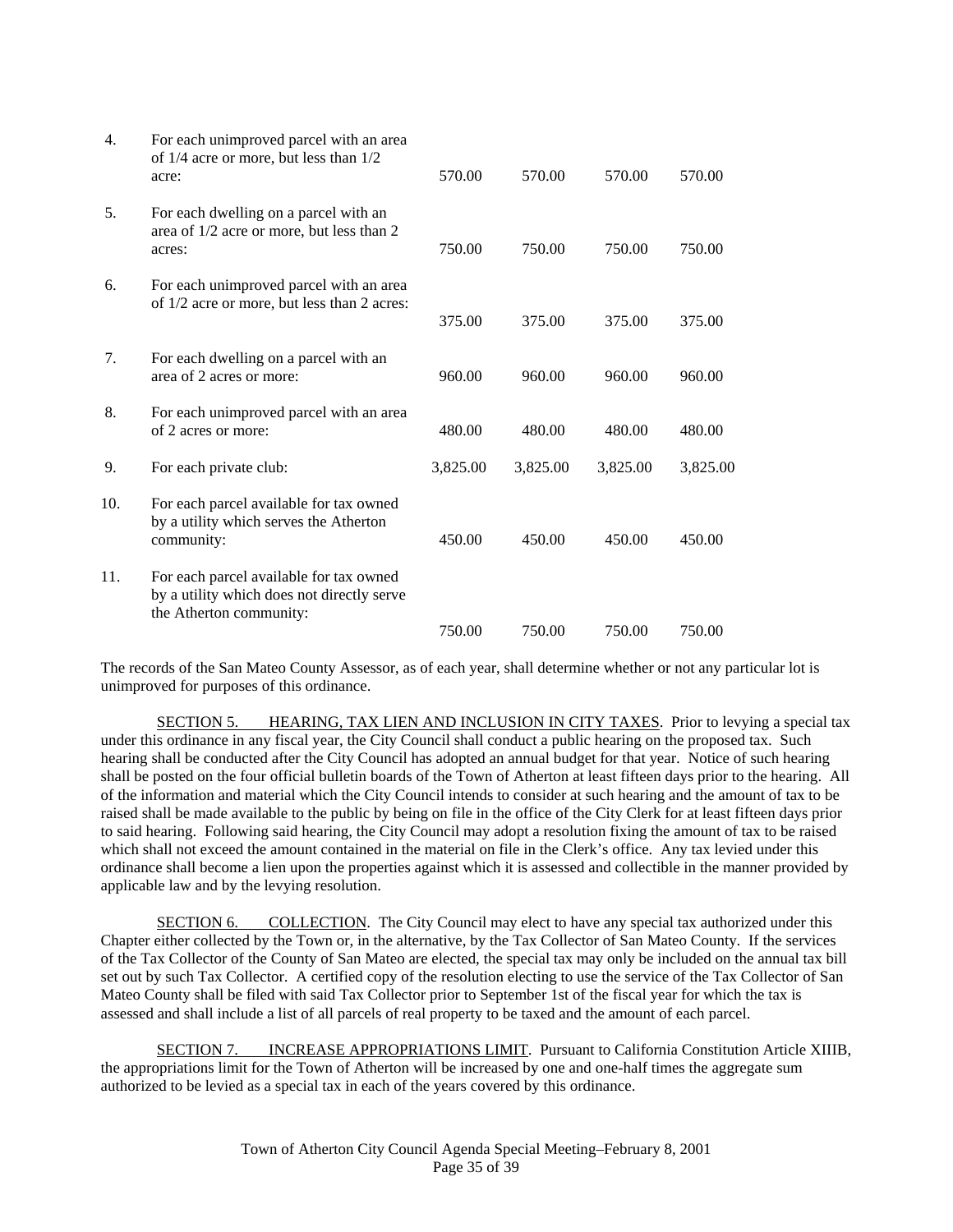| | | | | | |
|---|---|---|---|---|---|
| 4. | For each unimproved parcel with an area of 1/4 acre or more, but less than 1/2 acre: | 570.00 | 570.00 | 570.00 | 570.00 |
| 5. | For each dwelling on a parcel with an area of 1/2 acre or more, but less than 2 acres: | 750.00 | 750.00 | 750.00 | 750.00 |
| 6. | For each unimproved parcel with an area of 1/2 acre or more, but less than 2 acres: | 375.00 | 375.00 | 375.00 | 375.00 |
| 7. | For each dwelling on a parcel with an area of 2 acres or more: | 960.00 | 960.00 | 960.00 | 960.00 |
| 8. | For each unimproved parcel with an area of 2 acres or more: | 480.00 | 480.00 | 480.00 | 480.00 |
| 9. | For each private club: | 3,825.00 | 3,825.00 | 3,825.00 | 3,825.00 |
| 10. | For each parcel available for tax owned by a utility which serves the Atherton community: | 450.00 | 450.00 | 450.00 | 450.00 |
| 11. | For each parcel available for tax owned by a utility which does not directly serve the Atherton community: | 750.00 | 750.00 | 750.00 | 750.00 |

The records of the San Mateo County Assessor, as of each year, shall determine whether or not any particular lot is unimproved for purposes of this ordinance.

SECTION 5. HEARING, TAX LIEN AND INCLUSION IN CITY TAXES. Prior to levying a special tax under this ordinance in any fiscal year, the City Council shall conduct a public hearing on the proposed tax. Such hearing shall be conducted after the City Council has adopted an annual budget for that year. Notice of such hearing shall be posted on the four official bulletin boards of the Town of Atherton at least fifteen days prior to the hearing. All of the information and material which the City Council intends to consider at such hearing and the amount of tax to be raised shall be made available to the public by being on file in the office of the City Clerk for at least fifteen days prior to said hearing. Following said hearing, the City Council may adopt a resolution fixing the amount of tax to be raised which shall not exceed the amount contained in the material on file in the Clerk's office. Any tax levied under this ordinance shall become a lien upon the properties against which it is assessed and collectible in the manner provided by applicable law and by the levying resolution.

SECTION 6. COLLECTION. The City Council may elect to have any special tax authorized under this Chapter either collected by the Town or, in the alternative, by the Tax Collector of San Mateo County. If the services of the Tax Collector of the County of San Mateo are elected, the special tax may only be included on the annual tax bill set out by such Tax Collector. A certified copy of the resolution electing to use the service of the Tax Collector of San Mateo County shall be filed with said Tax Collector prior to September 1st of the fiscal year for which the tax is assessed and shall include a list of all parcels of real property to be taxed and the amount of each parcel.

SECTION 7. INCREASE APPROPRIATIONS LIMIT. Pursuant to California Constitution Article XIIIB, the appropriations limit for the Town of Atherton will be increased by one and one-half times the aggregate sum authorized to be levied as a special tax in each of the years covered by this ordinance.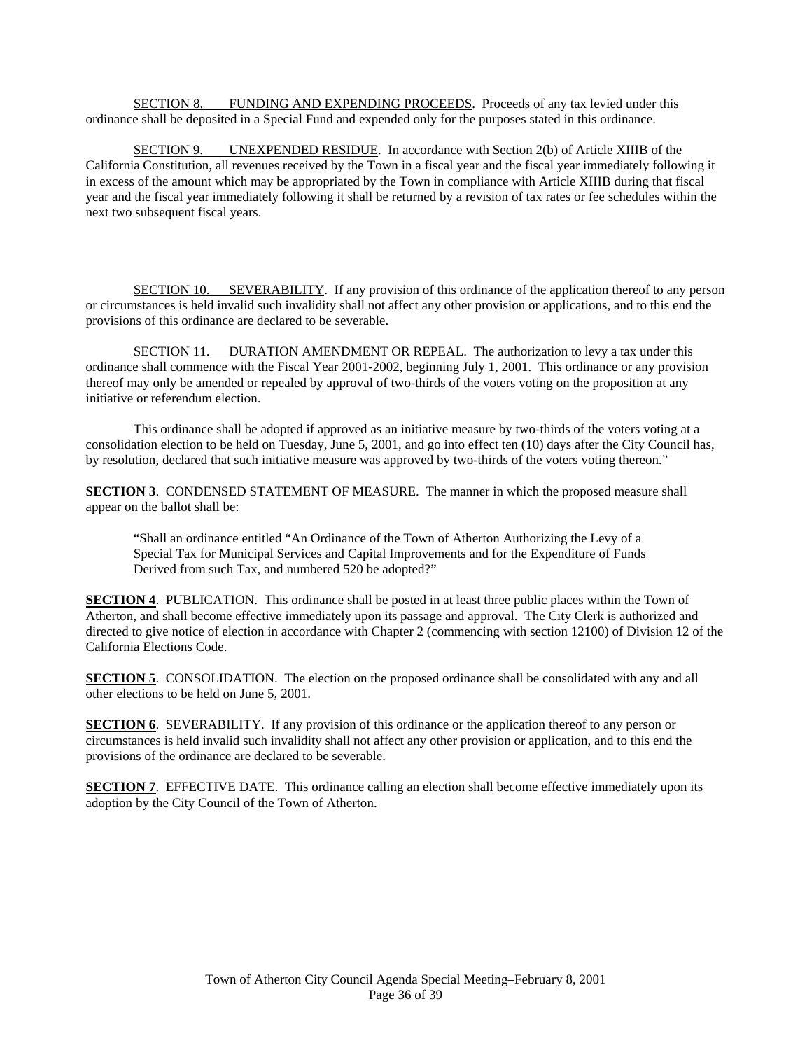SECTION 8. FUNDING AND EXPENDING PROCEEDS. Proceeds of any tax levied under this ordinance shall be deposited in a Special Fund and expended only for the purposes stated in this ordinance.

SECTION 9. UNEXPENDED RESIDUE. In accordance with Section 2(b) of Article XIIIB of the California Constitution, all revenues received by the Town in a fiscal year and the fiscal year immediately following it in excess of the amount which may be appropriated by the Town in compliance with Article XIIIB during that fiscal year and the fiscal year immediately following it shall be returned by a revision of tax rates or fee schedules within the next two subsequent fiscal years.

SECTION 10. SEVERABILITY. If any provision of this ordinance of the application thereof to any person or circumstances is held invalid such invalidity shall not affect any other provision or applications, and to this end the provisions of this ordinance are declared to be severable.

SECTION 11. DURATION AMENDMENT OR REPEAL. The authorization to levy a tax under this ordinance shall commence with the Fiscal Year 2001-2002, beginning July 1, 2001. This ordinance or any provision thereof may only be amended or repealed by approval of two-thirds of the voters voting on the proposition at any initiative or referendum election.

This ordinance shall be adopted if approved as an initiative measure by two-thirds of the voters voting at a consolidation election to be held on Tuesday, June 5, 2001, and go into effect ten (10) days after the City Council has, by resolution, declared that such initiative measure was approved by two-thirds of the voters voting thereon."

**SECTION 3**. CONDENSED STATEMENT OF MEASURE. The manner in which the proposed measure shall appear on the ballot shall be:

> "Shall an ordinance entitled "An Ordinance of the Town of Atherton Authorizing the Levy of a Special Tax for Municipal Services and Capital Improvements and for the Expenditure of Funds Derived from such Tax, and numbered 520 be adopted?"

**SECTION 4**. PUBLICATION. This ordinance shall be posted in at least three public places within the Town of Atherton, and shall become effective immediately upon its passage and approval. The City Clerk is authorized and directed to give notice of election in accordance with Chapter 2 (commencing with section 12100) of Division 12 of the California Elections Code.

**SECTION 5**. CONSOLIDATION. The election on the proposed ordinance shall be consolidated with any and all other elections to be held on June 5, 2001.

**SECTION 6**. SEVERABILITY. If any provision of this ordinance or the application thereof to any person or circumstances is held invalid such invalidity shall not affect any other provision or application, and to this end the provisions of the ordinance are declared to be severable.

**SECTION 7**. EFFECTIVE DATE. This ordinance calling an election shall become effective immediately upon its adoption by the City Council of the Town of Atherton.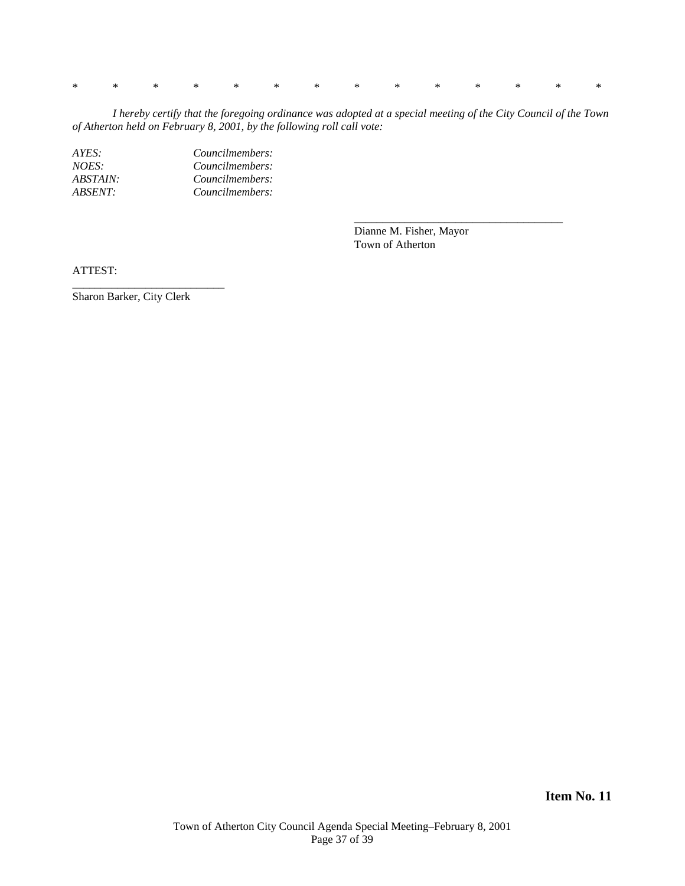\*  \*  \*  \*  \*  \*  \*  \*  \*  \*  \*  \*  \*  \*

*I hereby certify that the foregoing ordinance was adopted at a special meeting of the City Council of the Town of Atherton held on February 8, 2001, by the following roll call vote:*

| | |
|---|---|
| *AYES:* | *Councilmembers:* |
| *NOES:* | *Councilmembers:* |
| *ABSTAIN:* | *Councilmembers:* |
| *ABSENT:* | *Councilmembers:* |

\_\_\_\_\_\_\_\_\_\_\_\_\_\_\_\_\_\_\_\_\_\_\_\_\_\_\_\_\_\_\_\_\_\_\_\_\_
Dianne M. Fisher, Mayor
Town of Atherton

ATTEST:

\_\_\_\_\_\_\_\_\_\_\_\_\_\_\_\_\_\_\_\_\_\_\_\_\_\_\_
Sharon Barker, City Clerk

**Item No. 11**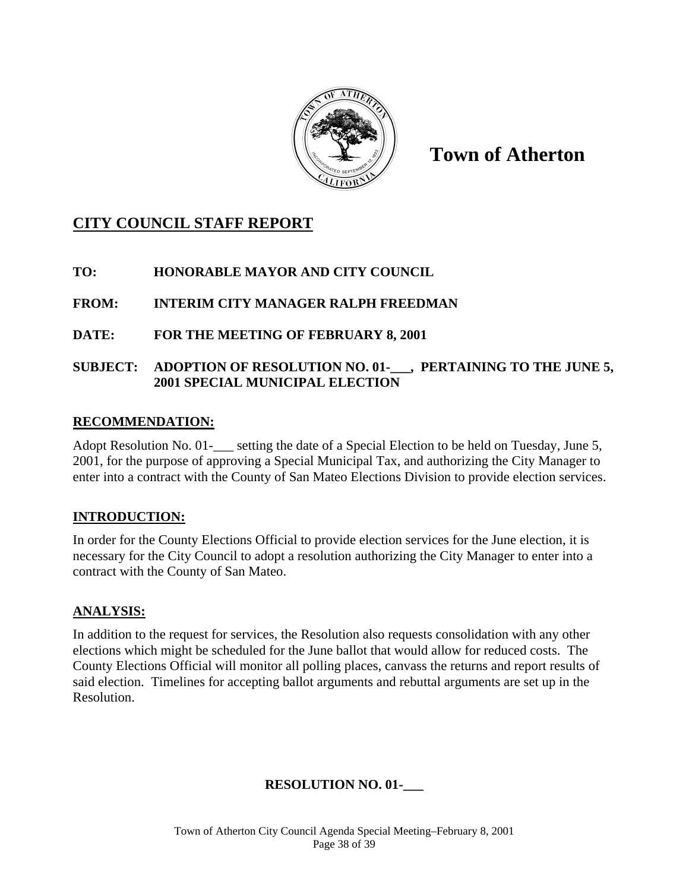# Town of Atherton

## CITY COUNCIL STAFF REPORT

**TO:** HONORABLE MAYOR AND CITY COUNCIL

**FROM:** INTERIM CITY MANAGER RALPH FREEDMAN

**DATE:** FOR THE MEETING OF FEBRUARY 8, 2001

**SUBJECT:** ADOPTION OF RESOLUTION NO. 01-___, PERTAINING TO THE JUNE 5, 2001 SPECIAL MUNICIPAL ELECTION

### RECOMMENDATION:

Adopt Resolution No. 01-___ setting the date of a Special Election to be held on Tuesday, June 5, 2001, for the purpose of approving a Special Municipal Tax, and authorizing the City Manager to enter into a contract with the County of San Mateo Elections Division to provide election services.

### INTRODUCTION:

In order for the County Elections Official to provide election services for the June election, it is necessary for the City Council to adopt a resolution authorizing the City Manager to enter into a contract with the County of San Mateo.

### ANALYSIS:

In addition to the request for services, the Resolution also requests consolidation with any other elections which might be scheduled for the June ballot that would allow for reduced costs. The County Elections Official will monitor all polling places, canvass the returns and report results of said election. Timelines for accepting ballot arguments and rebuttal arguments are set up in the Resolution.

**RESOLUTION NO. 01-___**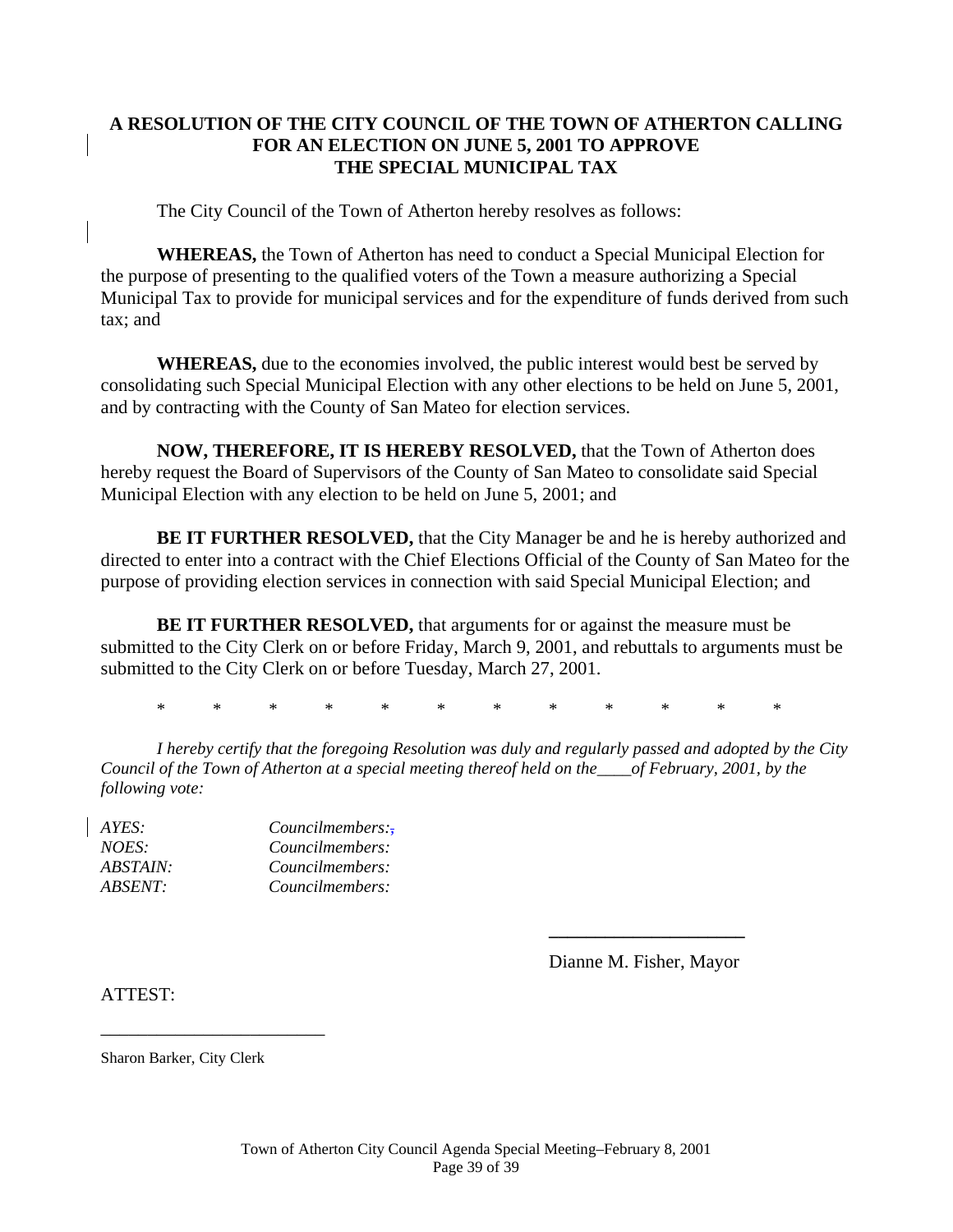**A RESOLUTION OF THE CITY COUNCIL OF THE TOWN OF ATHERTON CALLING FOR AN ELECTION ON JUNE 5, 2001 TO APPROVE THE SPECIAL MUNICIPAL TAX**

The City Council of the Town of Atherton hereby resolves as follows:

**WHEREAS,** the Town of Atherton has need to conduct a Special Municipal Election for the purpose of presenting to the qualified voters of the Town a measure authorizing a Special Municipal Tax to provide for municipal services and for the expenditure of funds derived from such tax; and

**WHEREAS,** due to the economies involved, the public interest would best be served by consolidating such Special Municipal Election with any other elections to be held on June 5, 2001, and by contracting with the County of San Mateo for election services.

**NOW, THEREFORE, IT IS HEREBY RESOLVED,** that the Town of Atherton does hereby request the Board of Supervisors of the County of San Mateo to consolidate said Special Municipal Election with any election to be held on June 5, 2001; and

**BE IT FURTHER RESOLVED,** that the City Manager be and he is hereby authorized and directed to enter into a contract with the Chief Elections Official of the County of San Mateo for the purpose of providing election services in connection with said Special Municipal Election; and

**BE IT FURTHER RESOLVED,** that arguments for or against the measure must be submitted to the City Clerk on or before Friday, March 9, 2001, and rebuttals to arguments must be submitted to the City Clerk on or before Tuesday, March 27, 2001.

\* \* \* \* \* \* \* \* \* \* \* \*

*I hereby certify that the foregoing Resolution was duly and regularly passed and adopted by the City Council of the Town of Atherton at a special meeting thereof held on the\_\_\_\_of February, 2001, by the following vote:*

*AYES:* *Councilmembers:,*
*NOES:* *Councilmembers:*
*ABSTAIN:* *Councilmembers:*
*ABSENT:* *Councilmembers:*

\_\_\_\_\_\_\_\_\_\_\_\_\_\_\_\_\_\_\_\_\_\_
Dianne M. Fisher, Mayor

ATTEST:

\_\_\_\_\_\_\_\_\_\_\_\_\_\_\_\_\_\_\_\_\_\_\_\_\_

Sharon Barker, City Clerk